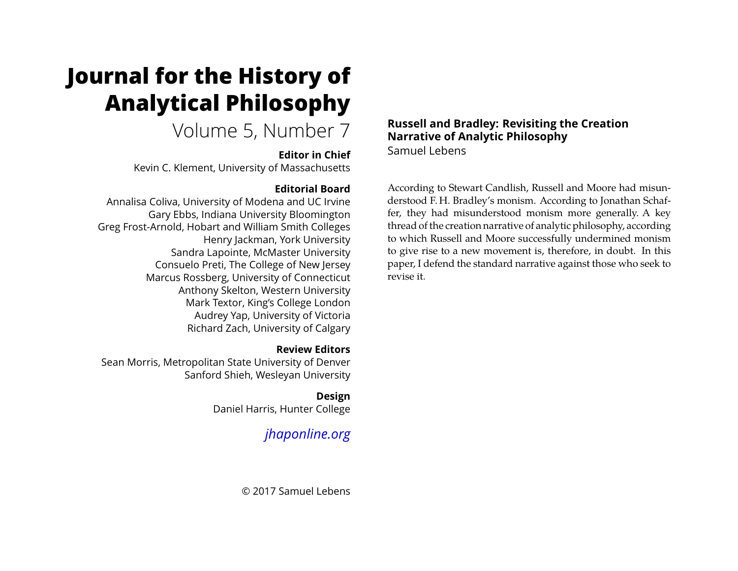# Journal for the History of Analytical Philosophy

Volume 5, Number 7

**Editor in Chief**

Kevin C. Klement, University of Massachusetts

**Editorial Board**

Annalisa Coliva, University of Modena and UC Irvine
Gary Ebbs, Indiana University Bloomington
Greg Frost-Arnold, Hobart and William Smith Colleges
Henry Jackman, York University
Sandra Lapointe, McMaster University
Consuelo Preti, The College of New Jersey
Marcus Rossberg, University of Connecticut
Anthony Skelton, Western University
Mark Textor, King's College London
Audrey Yap, University of Victoria
Richard Zach, University of Calgary

**Review Editors**

Sean Morris, Metropolitan State University of Denver
Sanford Shieh, Wesleyan University

**Design**

Daniel Harris, Hunter College

*jhaponline.org*

© 2017 Samuel Lebens

## Russell and Bradley: Revisiting the Creation Narrative of Analytic Philosophy

Samuel Lebens

According to Stewart Candlish, Russell and Moore had misunderstood F. H. Bradley's monism. According to Jonathan Schaffer, they had misunderstood monism more generally. A key thread of the creation narrative of analytic philosophy, according to which Russell and Moore successfully undermined monism to give rise to a new movement is, therefore, in doubt. In this paper, I defend the standard narrative against those who seek to revise it.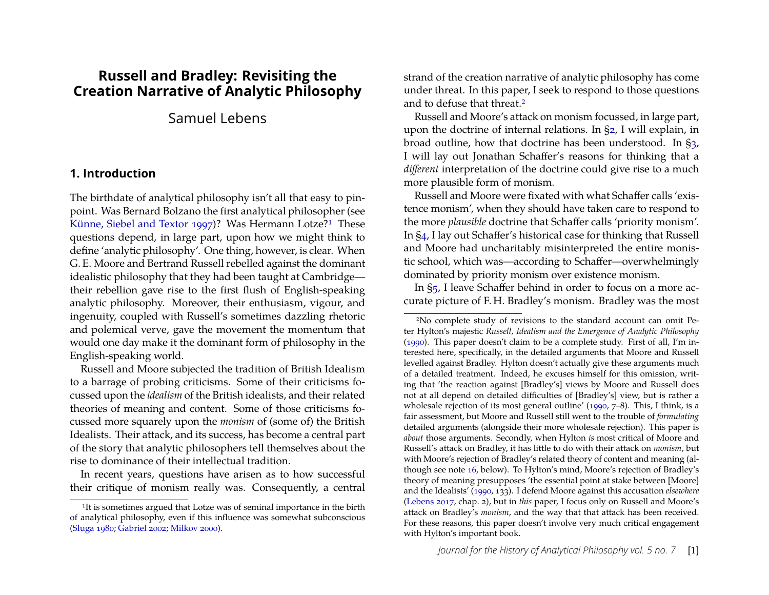# Russell and Bradley: Revisiting the Creation Narrative of Analytic Philosophy

Samuel Lebens

## 1. Introduction

The birthdate of analytical philosophy isn't all that easy to pinpoint. Was Bernard Bolzano the first analytical philosopher (see Künne, Siebel and Textor 1997)? Was Hermann Lotze?[1] These questions depend, in large part, upon how we might think to define 'analytic philosophy'. One thing, however, is clear. When G. E. Moore and Bertrand Russell rebelled against the dominant idealistic philosophy that they had been taught at Cambridge—their rebellion gave rise to the first flush of English-speaking analytic philosophy. Moreover, their enthusiasm, vigour, and ingenuity, coupled with Russell's sometimes dazzling rhetoric and polemical verve, gave the movement the momentum that would one day make it the dominant form of philosophy in the English-speaking world.

Russell and Moore subjected the tradition of British Idealism to a barrage of probing criticisms. Some of their criticisms focussed upon the *idealism* of the British idealists, and their related theories of meaning and content. Some of those criticisms focussed more squarely upon the *monism* of (some of) the British Idealists. Their attack, and its success, has become a central part of the story that analytic philosophers tell themselves about the rise to dominance of their intellectual tradition.

In recent years, questions have arisen as to how successful their critique of monism really was. Consequently, a central strand of the creation narrative of analytic philosophy has come under threat. In this paper, I seek to respond to those questions and to defuse that threat.[2]

Russell and Moore's attack on monism focussed, in large part, upon the doctrine of internal relations. In §2, I will explain, in broad outline, how that doctrine has been understood. In §3, I will lay out Jonathan Schaffer's reasons for thinking that a *different* interpretation of the doctrine could give rise to a much more plausible form of monism.

Russell and Moore were fixated with what Schaffer calls 'existence monism', when they should have taken care to respond to the more *plausible* doctrine that Schaffer calls 'priority monism'. In §4, I lay out Schaffer's historical case for thinking that Russell and Moore had uncharitably misinterpreted the entire monistic school, which was—according to Schaffer—overwhelmingly dominated by priority monism over existence monism.

In §5, I leave Schaffer behind in order to focus on a more accurate picture of F. H. Bradley's monism. Bradley was the most

[1] It is sometimes argued that Lotze was of seminal importance in the birth of analytical philosophy, even if this influence was somewhat subconscious (Sluga 1980; Gabriel 2002; Milkov 2000).

[2] No complete study of revisions to the standard account can omit Peter Hylton's majestic *Russell, Idealism and the Emergence of Analytic Philosophy* (1990). This paper doesn't claim to be a complete study. First of all, I'm interested here, specifically, in the detailed arguments that Moore and Russell levelled against Bradley. Hylton doesn't actually give these arguments much of a detailed treatment. Indeed, he excuses himself for this omission, writing that 'the reaction against [Bradley's] views by Moore and Russell does not at all depend on detailed difficulties of [Bradley's] view, but is rather a wholesale rejection of its most general outline' (1990, 7–8). This, I think, is a fair assessment, but Moore and Russell still went to the trouble of *formulating* detailed arguments (alongside their more wholesale rejection). This paper is *about* those arguments. Secondly, when Hylton *is* most critical of Moore and Russell's attack on Bradley, it has little to do with their attack on *monism*, but with Moore's rejection of Bradley's related theory of content and meaning (although see note 16, below). To Hylton's mind, Moore's rejection of Bradley's theory of meaning presupposes 'the essential point at stake between [Moore] and the Idealists' (1990, 133). I defend Moore against this accusation *elsewhere* (Lebens 2017, chap. 2), but in *this* paper, I focus only on Russell and Moore's attack on Bradley's *monism*, and the way that that attack has been received. For these reasons, this paper doesn't involve very much critical engagement with Hylton's important book.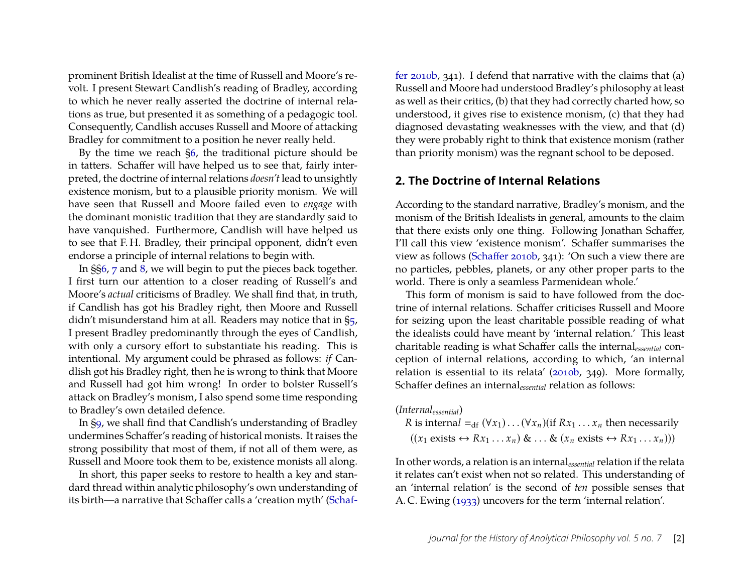prominent British Idealist at the time of Russell and Moore's revolt. I present Stewart Candlish's reading of Bradley, according to which he never really asserted the doctrine of internal relations as true, but presented it as something of a pedagogic tool. Consequently, Candlish accuses Russell and Moore of attacking Bradley for commitment to a position he never really held.

By the time we reach §6, the traditional picture should be in tatters. Schaffer will have helped us to see that, fairly interpreted, the doctrine of internal relations *doesn't* lead to unsightly existence monism, but to a plausible priority monism. We will have seen that Russell and Moore failed even to *engage* with the dominant monistic tradition that they are standardly said to have vanquished. Furthermore, Candlish will have helped us to see that F. H. Bradley, their principal opponent, didn't even endorse a principle of internal relations to begin with.

In §§6, 7 and 8, we will begin to put the pieces back together. I first turn our attention to a closer reading of Russell's and Moore's *actual* criticisms of Bradley. We shall find that, in truth, if Candlish has got his Bradley right, then Moore and Russell didn't misunderstand him at all. Readers may notice that in §5, I present Bradley predominantly through the eyes of Candlish, with only a cursory effort to substantiate his reading. This is intentional. My argument could be phrased as follows: *if* Candlish got his Bradley right, then he is wrong to think that Moore and Russell had got him wrong! In order to bolster Russell's attack on Bradley's monism, I also spend some time responding to Bradley's own detailed defence.

In §9, we shall find that Candlish's understanding of Bradley undermines Schaffer's reading of historical monists. It raises the strong possibility that most of them, if not all of them were, as Russell and Moore took them to be, existence monists all along.

In short, this paper seeks to restore to health a key and standard thread within analytic philosophy's own understanding of its birth—a narrative that Schaffer calls a 'creation myth' (Schaffer 2010b, 341). I defend that narrative with the claims that (a) Russell and Moore had understood Bradley's philosophy at least as well as their critics, (b) that they had correctly charted how, so understood, it gives rise to existence monism, (c) that they had diagnosed devastating weaknesses with the view, and that (d) they were probably right to think that existence monism (rather than priority monism) was the regnant school to be deposed.

## 2. The Doctrine of Internal Relations

According to the standard narrative, Bradley's monism, and the monism of the British Idealists in general, amounts to the claim that there exists only one thing. Following Jonathan Schaffer, I'll call this view 'existence monism'. Schaffer summarises the view as follows (Schaffer 2010b, 341): 'On such a view there are no particles, pebbles, planets, or any other proper parts to the world. There is only a seamless Parmenidean whole.'

This form of monism is said to have followed from the doctrine of internal relations. Schaffer criticises Russell and Moore for seizing upon the least charitable possible reading of what the idealists could have meant by 'internal relation.' This least charitable reading is what Schaffer calls the internal$_{essential}$ conception of internal relations, according to which, 'an internal relation is essential to its relata' (2010b, 349). More formally, Schaffer defines an internal$_{essential}$ relation as follows:

(*Internal$_{essential}$*)

$R$ is internal $=_{\text{df}}$ $(\forall x_1)\ldots(\forall x_n)$(if $Rx_1\ldots x_n$ then necessarily $((x_1 \text{ exists} \leftrightarrow Rx_1\ldots x_n)\ \&\ \ldots\ \&\ (x_n \text{ exists} \leftrightarrow Rx_1\ldots x_n)))$

In other words, a relation is an internal$_{essential}$ relation if the relata it relates can't exist when not so related. This understanding of an 'internal relation' is the second of *ten* possible senses that A. C. Ewing (1933) uncovers for the term 'internal relation'.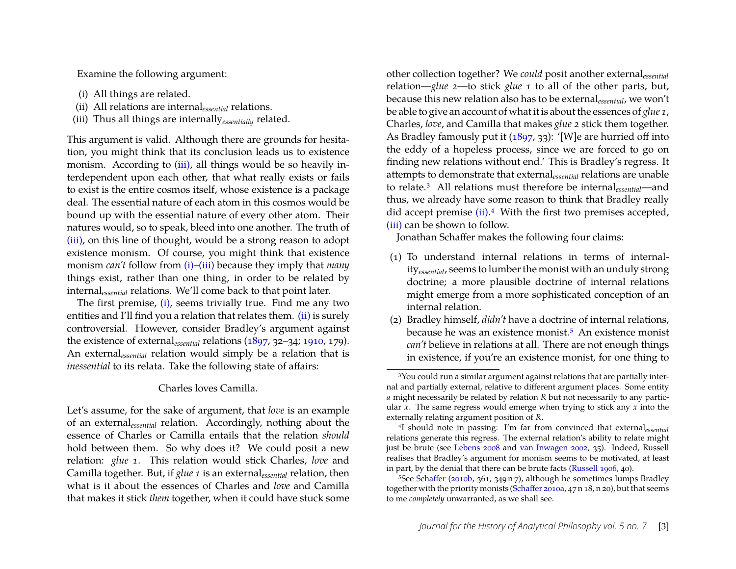Examine the following argument:

(i) All things are related.
(ii) All relations are internal$_{essential}$ relations.
(iii) Thus all things are internally$_{essentially}$ related.

This argument is valid. Although there are grounds for hesitation, you might think that its conclusion leads us to existence monism. According to (iii), all things would be so heavily interdependent upon each other, that what really exists or fails to exist is the entire cosmos itself, whose existence is a package deal. The essential nature of each atom in this cosmos would be bound up with the essential nature of every other atom. Their natures would, so to speak, bleed into one another. The truth of (iii), on this line of thought, would be a strong reason to adopt existence monism. Of course, you might think that existence monism *can't* follow from (i)–(iii) because they imply that *many* things exist, rather than one thing, in order to be related by internal$_{essential}$ relations. We'll come back to that point later.

The first premise, (i), seems trivially true. Find me any two entities and I'll find you a relation that relates them. (ii) is surely controversial. However, consider Bradley's argument against the existence of external$_{essential}$ relations (1897, 32–34; 1910, 179). An external$_{essential}$ relation would simply be a relation that is *inessential* to its relata. Take the following state of affairs:

Charles loves Camilla.

Let's assume, for the sake of argument, that *love* is an example of an external$_{essential}$ relation. Accordingly, nothing about the essence of Charles or Camilla entails that the relation *should* hold between them. So why does it? We could posit a new relation: *glue 1*. This relation would stick Charles, *love* and Camilla together. But, if *glue 1* is an external$_{essential}$ relation, then what is it about the essences of Charles and *love* and Camilla that makes it stick *them* together, when it could have stuck some other collection together? We *could* posit another external$_{essential}$ relation—*glue 2*—to stick *glue 1* to all of the other parts, but, because this new relation also has to be external$_{essential}$, we won't be able to give an account of what it is about the essences of *glue 1*, Charles, *love*, and Camilla that makes *glue 2* stick them together. As Bradley famously put it (1897, 33): '[W]e are hurried off into the eddy of a hopeless process, since we are forced to go on finding new relations without end.' This is Bradley's regress. It attempts to demonstrate that external$_{essential}$ relations are unable to relate.[3] All relations must therefore be internal$_{essential}$—and thus, we already have some reason to think that Bradley really did accept premise (ii).[4] With the first two premises accepted, (iii) can be shown to follow.

Jonathan Schaffer makes the following four claims:

(1) To understand internal relations in terms of internality$_{essential}$, seems to lumber the monist with an unduly strong doctrine; a more plausible doctrine of internal relations might emerge from a more sophisticated conception of an internal relation.
(2) Bradley himself, *didn't* have a doctrine of internal relations, because he was an existence monist.[5] An existence monist *can't* believe in relations at all. There are not enough things in existence, if you're an existence monist, for one thing to

[3] You could run a similar argument against relations that are partially internal and partially external, relative to different argument places. Some entity $a$ might necessarily be related by relation $R$ but not necessarily to any particular $x$. The same regress would emerge when trying to stick any $x$ into the externally relating argument position of $R$.

[4] I should note in passing: I'm far from convinced that external$_{essential}$ relations generate this regress. The external relation's ability to relate might just be brute (see Lebens 2008 and van Inwagen 2002, 35). Indeed, Russell realises that Bradley's argument for monism seems to be motivated, at least in part, by the denial that there can be brute facts (Russell 1906, 40).

[5] See Schaffer (2010b, 361, 349 n 7), although he sometimes lumps Bradley together with the priority monists (Schaffer 2010a, 47 n 18, n 20), but that seems to me *completely* unwarranted, as we shall see.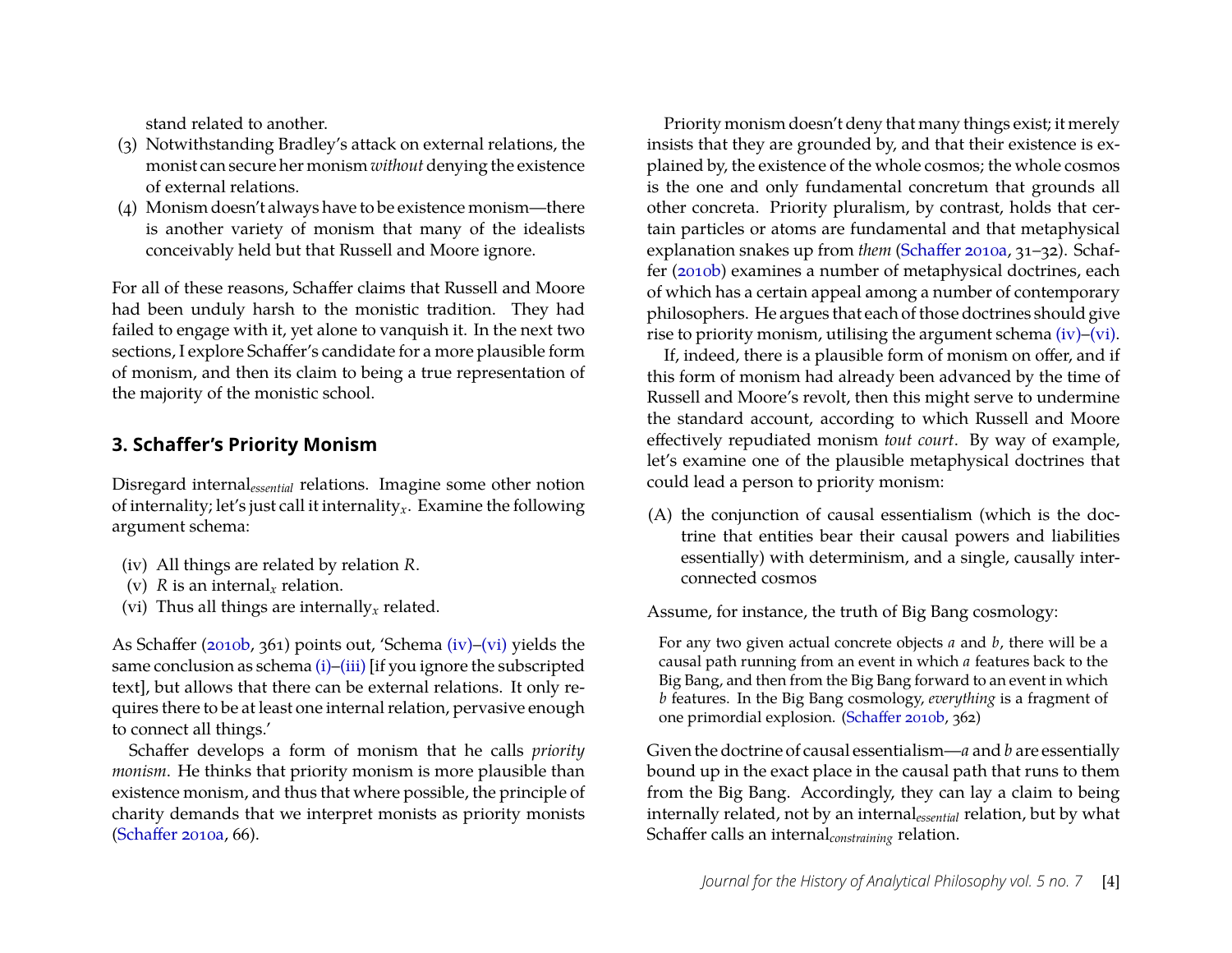stand related to another.

(3) Notwithstanding Bradley's attack on external relations, the monist can secure her monism *without* denying the existence of external relations.

(4) Monism doesn't always have to be existence monism—there is another variety of monism that many of the idealists conceivably held but that Russell and Moore ignore.

For all of these reasons, Schaffer claims that Russell and Moore had been unduly harsh to the monistic tradition. They had failed to engage with it, yet alone to vanquish it. In the next two sections, I explore Schaffer's candidate for a more plausible form of monism, and then its claim to being a true representation of the majority of the monistic school.

## 3. Schaffer's Priority Monism

Disregard internal$_{essential}$ relations. Imagine some other notion of internality; let's just call it internality$_x$. Examine the following argument schema:

(iv) All things are related by relation $R$.
(v) $R$ is an internal$_x$ relation.
(vi) Thus all things are internally$_x$ related.

As Schaffer (2010b, 361) points out, 'Schema (iv)–(vi) yields the same conclusion as schema (i)–(iii) [if you ignore the subscripted text], but allows that there can be external relations. It only requires there to be at least one internal relation, pervasive enough to connect all things.'

Schaffer develops a form of monism that he calls *priority monism*. He thinks that priority monism is more plausible than existence monism, and thus that where possible, the principle of charity demands that we interpret monists as priority monists (Schaffer 2010a, 66).

Priority monism doesn't deny that many things exist; it merely insists that they are grounded by, and that their existence is explained by, the existence of the whole cosmos; the whole cosmos is the one and only fundamental concretum that grounds all other concreta. Priority pluralism, by contrast, holds that certain particles or atoms are fundamental and that metaphysical explanation snakes up from *them* (Schaffer 2010a, 31–32). Schaffer (2010b) examines a number of metaphysical doctrines, each of which has a certain appeal among a number of contemporary philosophers. He argues that each of those doctrines should give rise to priority monism, utilising the argument schema (iv)–(vi).

If, indeed, there is a plausible form of monism on offer, and if this form of monism had already been advanced by the time of Russell and Moore's revolt, then this might serve to undermine the standard account, according to which Russell and Moore effectively repudiated monism *tout court*. By way of example, let's examine one of the plausible metaphysical doctrines that could lead a person to priority monism:

(A) the conjunction of causal essentialism (which is the doctrine that entities bear their causal powers and liabilities essentially) with determinism, and a single, causally interconnected cosmos

Assume, for instance, the truth of Big Bang cosmology:

> For any two given actual concrete objects $a$ and $b$, there will be a causal path running from an event in which $a$ features back to the Big Bang, and then from the Big Bang forward to an event in which $b$ features. In the Big Bang cosmology, *everything* is a fragment of one primordial explosion. (Schaffer 2010b, 362)

Given the doctrine of causal essentialism—$a$ and $b$ are essentially bound up in the exact place in the causal path that runs to them from the Big Bang. Accordingly, they can lay a claim to being internally related, not by an internal$_{essential}$ relation, but by what Schaffer calls an internal$_{constraining}$ relation.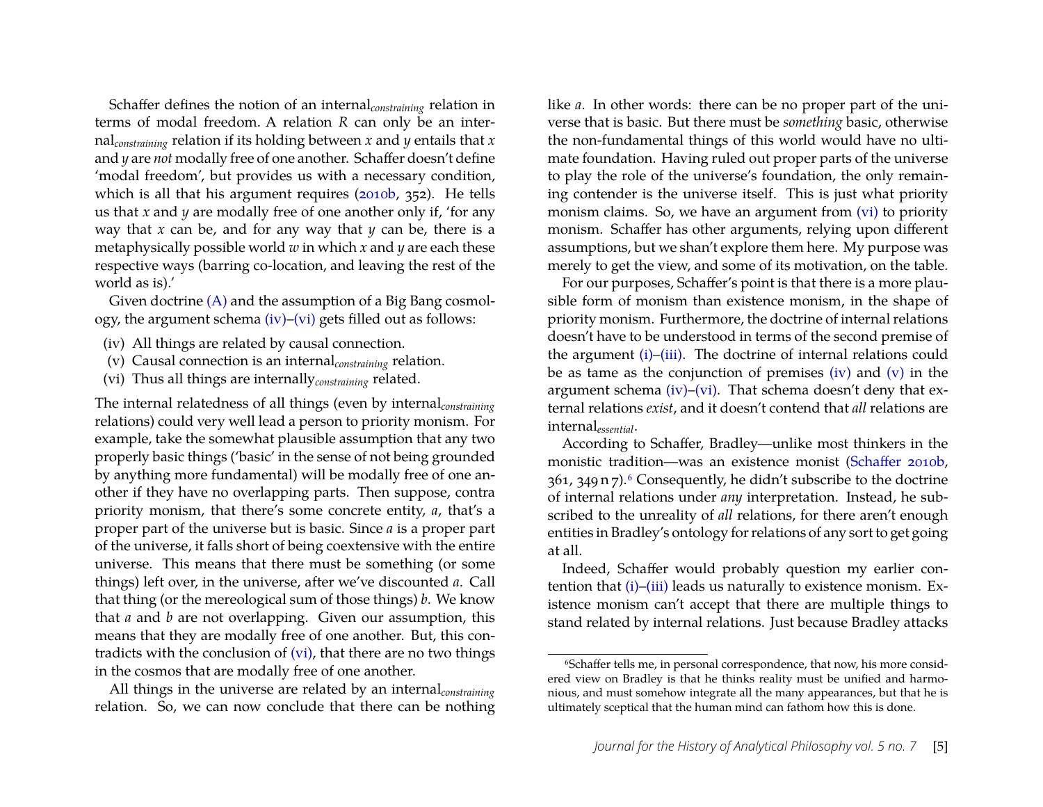Schaffer defines the notion of an internal$_{constraining}$ relation in terms of modal freedom. A relation $R$ can only be an internal$_{constraining}$ relation if its holding between $x$ and $y$ entails that $x$ and $y$ are *not* modally free of one another. Schaffer doesn't define 'modal freedom', but provides us with a necessary condition, which is all that his argument requires (2010b, 352). He tells us that $x$ and $y$ are modally free of one another only if, 'for any way that $x$ can be, and for any way that $y$ can be, there is a metaphysically possible world $w$ in which $x$ and $y$ are each these respective ways (barring co-location, and leaving the rest of the world as is).'

Given doctrine (A) and the assumption of a Big Bang cosmology, the argument schema (iv)–(vi) gets filled out as follows:

(iv) All things are related by causal connection.
(v) Causal connection is an internal$_{constraining}$ relation.
(vi) Thus all things are internally$_{constraining}$ related.

The internal relatedness of all things (even by internal$_{constraining}$ relations) could very well lead a person to priority monism. For example, take the somewhat plausible assumption that any two properly basic things ('basic' in the sense of not being grounded by anything more fundamental) will be modally free of one another if they have no overlapping parts. Then suppose, contra priority monism, that there's some concrete entity, $a$, that's a proper part of the universe but is basic. Since $a$ is a proper part of the universe, it falls short of being coextensive with the entire universe. This means that there must be something (or some things) left over, in the universe, after we've discounted $a$. Call that thing (or the mereological sum of those things) $b$. We know that $a$ and $b$ are not overlapping. Given our assumption, this means that they are modally free of one another. But, this contradicts with the conclusion of (vi), that there are no two things in the cosmos that are modally free of one another.

All things in the universe are related by an internal$_{constraining}$ relation. So, we can now conclude that there can be nothing like $a$. In other words: there can be no proper part of the universe that is basic. But there must be *something* basic, otherwise the non-fundamental things of this world would have no ultimate foundation. Having ruled out proper parts of the universe to play the role of the universe's foundation, the only remaining contender is the universe itself. This is just what priority monism claims. So, we have an argument from (vi) to priority monism. Schaffer has other arguments, relying upon different assumptions, but we shan't explore them here. My purpose was merely to get the view, and some of its motivation, on the table.

For our purposes, Schaffer's point is that there is a more plausible form of monism than existence monism, in the shape of priority monism. Furthermore, the doctrine of internal relations doesn't have to be understood in terms of the second premise of the argument (i)–(iii). The doctrine of internal relations could be as tame as the conjunction of premises (iv) and (v) in the argument schema (iv)–(vi). That schema doesn't deny that external relations *exist*, and it doesn't contend that *all* relations are internal$_{essential}$.

According to Schaffer, Bradley—unlike most thinkers in the monistic tradition—was an existence monist (Schaffer 2010b, 361, 349 n 7).[6] Consequently, he didn't subscribe to the doctrine of internal relations under *any* interpretation. Instead, he subscribed to the unreality of *all* relations, for there aren't enough entities in Bradley's ontology for relations of any sort to get going at all.

Indeed, Schaffer would probably question my earlier contention that (i)–(iii) leads us naturally to existence monism. Existence monism can't accept that there are multiple things to stand related by internal relations. Just because Bradley attacks

[6] Schaffer tells me, in personal correspondence, that now, his more considered view on Bradley is that he thinks reality must be unified and harmonious, and must somehow integrate all the many appearances, but that he is ultimately sceptical that the human mind can fathom how this is done.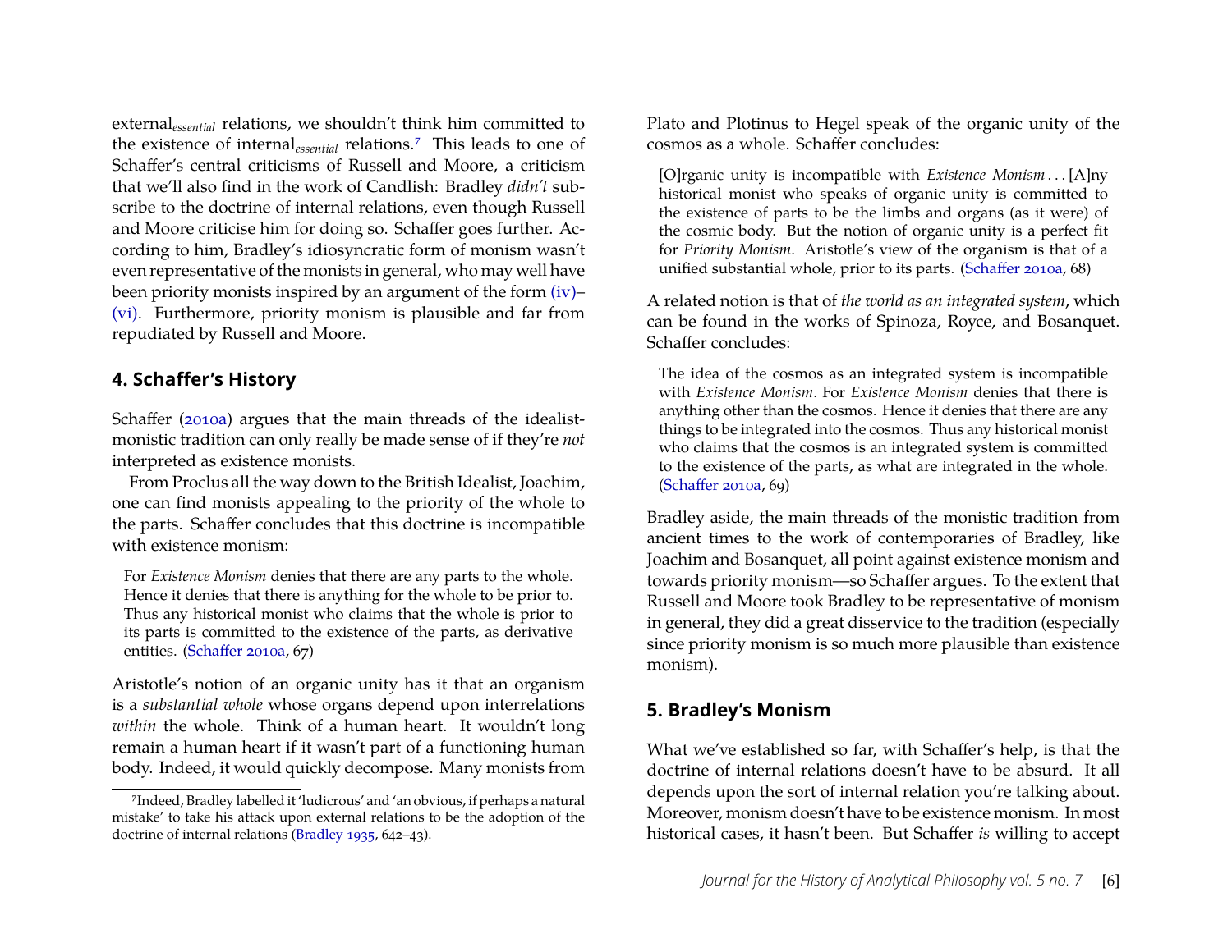external$_{essential}$ relations, we shouldn't think him committed to the existence of internal$_{essential}$ relations.[7] This leads to one of Schaffer's central criticisms of Russell and Moore, a criticism that we'll also find in the work of Candlish: Bradley *didn't* subscribe to the doctrine of internal relations, even though Russell and Moore criticise him for doing so. Schaffer goes further. According to him, Bradley's idiosyncratic form of monism wasn't even representative of the monists in general, who may well have been priority monists inspired by an argument of the form (iv)–(vi). Furthermore, priority monism is plausible and far from repudiated by Russell and Moore.

## 4. Schaffer's History

Schaffer (2010a) argues that the main threads of the idealist-monistic tradition can only really be made sense of if they're *not* interpreted as existence monists.

From Proclus all the way down to the British Idealist, Joachim, one can find monists appealing to the priority of the whole to the parts. Schaffer concludes that this doctrine is incompatible with existence monism:

> For *Existence Monism* denies that there are any parts to the whole. Hence it denies that there is anything for the whole to be prior to. Thus any historical monist who claims that the whole is prior to its parts is committed to the existence of the parts, as derivative entities. (Schaffer 2010a, 67)

Aristotle's notion of an organic unity has it that an organism is a *substantial whole* whose organs depend upon interrelations *within* the whole. Think of a human heart. It wouldn't long remain a human heart if it wasn't part of a functioning human body. Indeed, it would quickly decompose. Many monists from Plato and Plotinus to Hegel speak of the organic unity of the cosmos as a whole. Schaffer concludes:

> [O]rganic unity is incompatible with *Existence Monism* . . . [A]ny historical monist who speaks of organic unity is committed to the existence of parts to be the limbs and organs (as it were) of the cosmic body. But the notion of organic unity is a perfect fit for *Priority Monism*. Aristotle's view of the organism is that of a unified substantial whole, prior to its parts. (Schaffer 2010a, 68)

A related notion is that of *the world as an integrated system*, which can be found in the works of Spinoza, Royce, and Bosanquet. Schaffer concludes:

> The idea of the cosmos as an integrated system is incompatible with *Existence Monism*. For *Existence Monism* denies that there is anything other than the cosmos. Hence it denies that there are any things to be integrated into the cosmos. Thus any historical monist who claims that the cosmos is an integrated system is committed to the existence of the parts, as what are integrated in the whole. (Schaffer 2010a, 69)

Bradley aside, the main threads of the monistic tradition from ancient times to the work of contemporaries of Bradley, like Joachim and Bosanquet, all point against existence monism and towards priority monism—so Schaffer argues. To the extent that Russell and Moore took Bradley to be representative of monism in general, they did a great disservice to the tradition (especially since priority monism is so much more plausible than existence monism).

## 5. Bradley's Monism

What we've established so far, with Schaffer's help, is that the doctrine of internal relations doesn't have to be absurd. It all depends upon the sort of internal relation you're talking about. Moreover, monism doesn't have to be existence monism. In most historical cases, it hasn't been. But Schaffer *is* willing to accept

[7] Indeed, Bradley labelled it 'ludicrous' and 'an obvious, if perhaps a natural mistake' to take his attack upon external relations to be the adoption of the doctrine of internal relations (Bradley 1935, 642–43).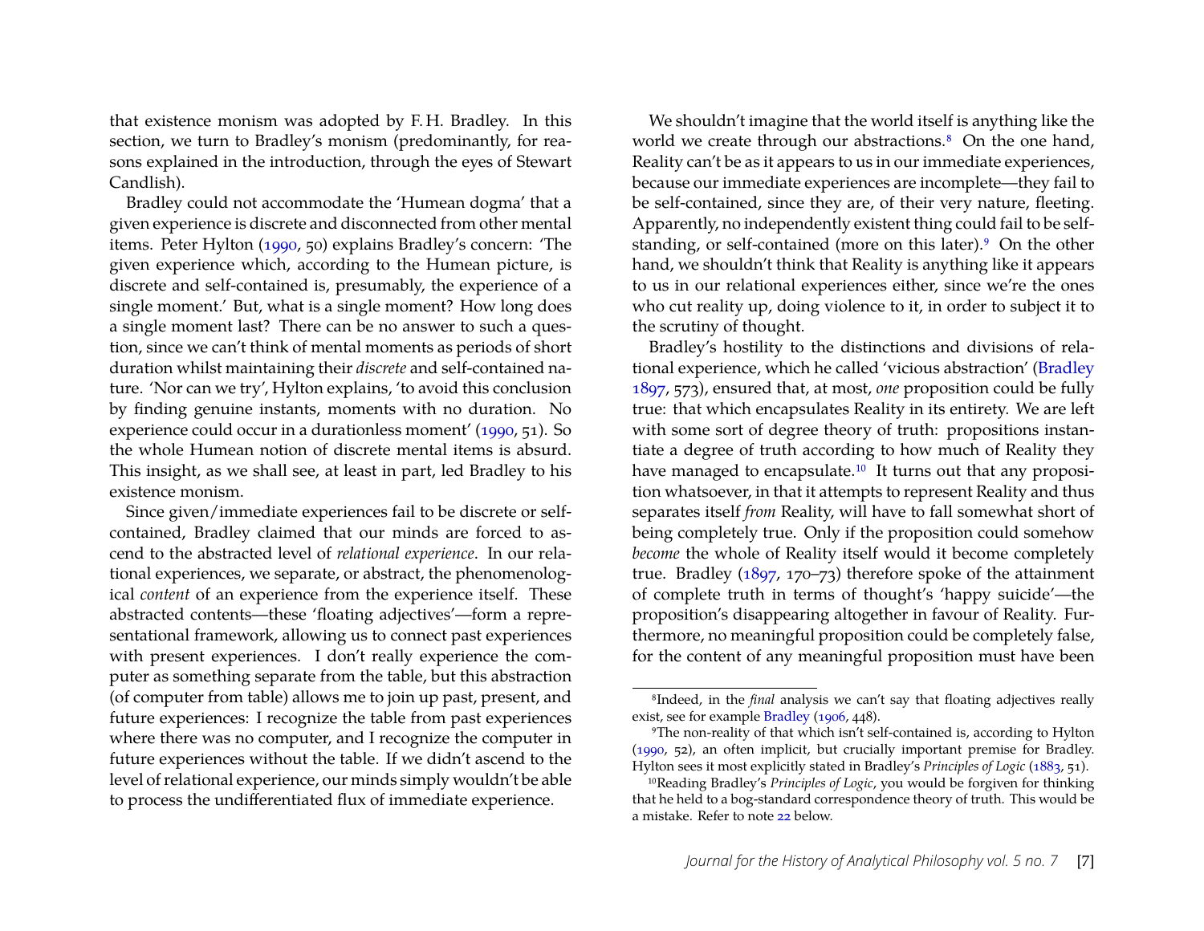that existence monism was adopted by F. H. Bradley. In this section, we turn to Bradley's monism (predominantly, for reasons explained in the introduction, through the eyes of Stewart Candlish).

Bradley could not accommodate the 'Humean dogma' that a given experience is discrete and disconnected from other mental items. Peter Hylton (1990, 50) explains Bradley's concern: 'The given experience which, according to the Humean picture, is discrete and self-contained is, presumably, the experience of a single moment.' But, what is a single moment? How long does a single moment last? There can be no answer to such a question, since we can't think of mental moments as periods of short duration whilst maintaining their *discrete* and self-contained nature. 'Nor can we try', Hylton explains, 'to avoid this conclusion by finding genuine instants, moments with no duration. No experience could occur in a durationless moment' (1990, 51). So the whole Humean notion of discrete mental items is absurd. This insight, as we shall see, at least in part, led Bradley to his existence monism.

Since given/immediate experiences fail to be discrete or self-contained, Bradley claimed that our minds are forced to ascend to the abstracted level of *relational experience*. In our relational experiences, we separate, or abstract, the phenomenological *content* of an experience from the experience itself. These abstracted contents—these 'floating adjectives'—form a representational framework, allowing us to connect past experiences with present experiences. I don't really experience the computer as something separate from the table, but this abstraction (of computer from table) allows me to join up past, present, and future experiences: I recognize the table from past experiences where there was no computer, and I recognize the computer in future experiences without the table. If we didn't ascend to the level of relational experience, our minds simply wouldn't be able to process the undifferentiated flux of immediate experience.

We shouldn't imagine that the world itself is anything like the world we create through our abstractions.[8] On the one hand, Reality can't be as it appears to us in our immediate experiences, because our immediate experiences are incomplete—they fail to be self-contained, since they are, of their very nature, fleeting. Apparently, no independently existent thing could fail to be self-standing, or self-contained (more on this later).[9] On the other hand, we shouldn't think that Reality is anything like it appears to us in our relational experiences either, since we're the ones who cut reality up, doing violence to it, in order to subject it to the scrutiny of thought.

Bradley's hostility to the distinctions and divisions of relational experience, which he called 'vicious abstraction' (Bradley 1897, 573), ensured that, at most, *one* proposition could be fully true: that which encapsulates Reality in its entirety. We are left with some sort of degree theory of truth: propositions instantiate a degree of truth according to how much of Reality they have managed to encapsulate.[10] It turns out that any proposition whatsoever, in that it attempts to represent Reality and thus separates itself *from* Reality, will have to fall somewhat short of being completely true. Only if the proposition could somehow *become* the whole of Reality itself would it become completely true. Bradley (1897, 170–73) therefore spoke of the attainment of complete truth in terms of thought's 'happy suicide'—the proposition's disappearing altogether in favour of Reality. Furthermore, no meaningful proposition could be completely false, for the content of any meaningful proposition must have been

[8] Indeed, in the *final* analysis we can't say that floating adjectives really exist, see for example Bradley (1906, 448).

[9] The non-reality of that which isn't self-contained is, according to Hylton (1990, 52), an often implicit, but crucially important premise for Bradley. Hylton sees it most explicitly stated in Bradley's *Principles of Logic* (1883, 51).

[10] Reading Bradley's *Principles of Logic*, you would be forgiven for thinking that he held to a bog-standard correspondence theory of truth. This would be a mistake. Refer to note 22 below.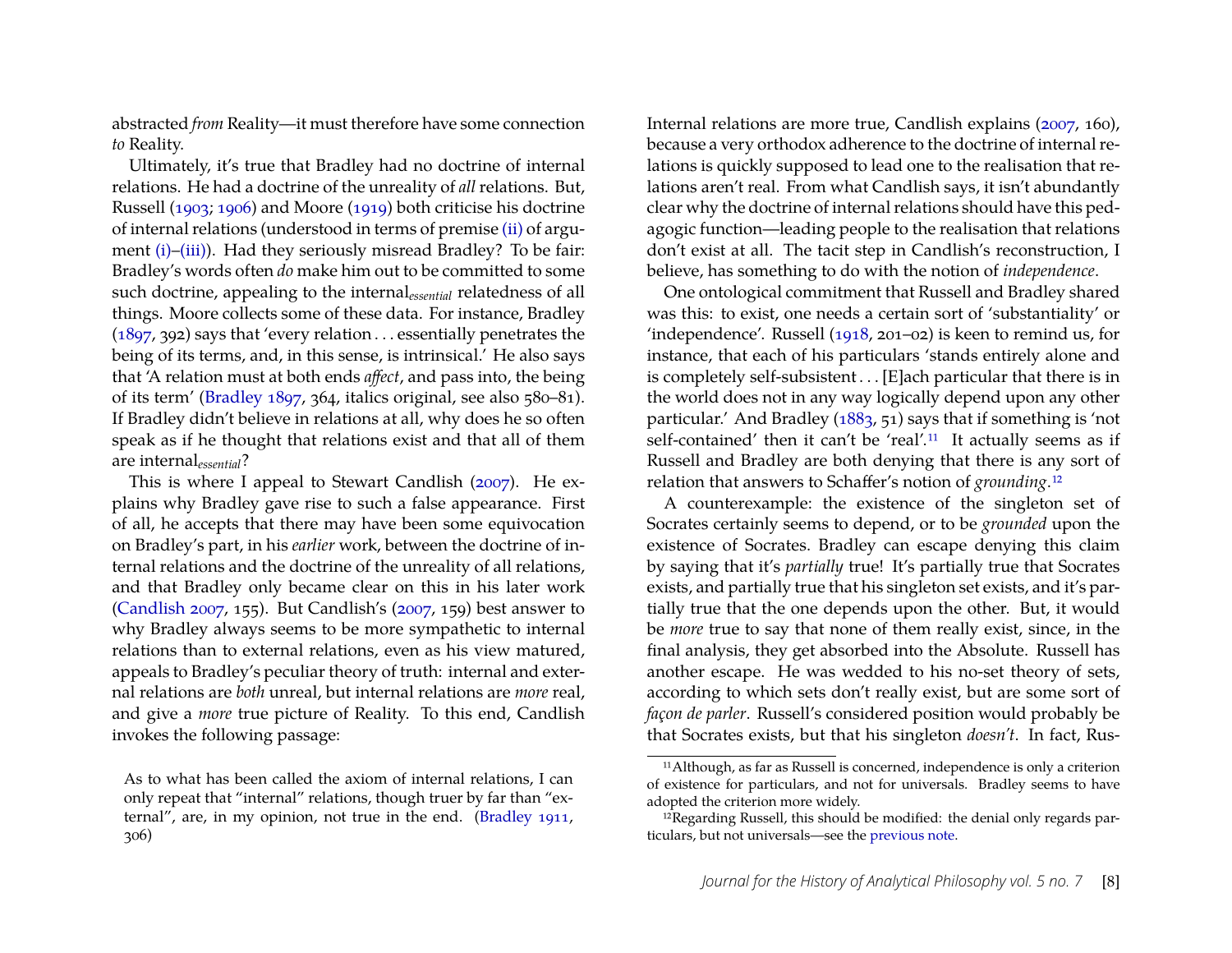abstracted *from* Reality—it must therefore have some connection *to* Reality.

Ultimately, it's true that Bradley had no doctrine of internal relations. He had a doctrine of the unreality of *all* relations. But, Russell (1903; 1906) and Moore (1919) both criticise his doctrine of internal relations (understood in terms of premise (ii) of argument (i)–(iii)). Had they seriously misread Bradley? To be fair: Bradley's words often *do* make him out to be committed to some such doctrine, appealing to the internal$_{essential}$ relatedness of all things. Moore collects some of these data. For instance, Bradley (1897, 392) says that 'every relation . . . essentially penetrates the being of its terms, and, in this sense, is intrinsical.' He also says that 'A relation must at both ends *affect*, and pass into, the being of its term' (Bradley 1897, 364, italics original, see also 580–81). If Bradley didn't believe in relations at all, why does he so often speak as if he thought that relations exist and that all of them are internal$_{essential}$?

This is where I appeal to Stewart Candlish (2007). He explains why Bradley gave rise to such a false appearance. First of all, he accepts that there may have been some equivocation on Bradley's part, in his *earlier* work, between the doctrine of internal relations and the doctrine of the unreality of all relations, and that Bradley only became clear on this in his later work (Candlish 2007, 155). But Candlish's (2007, 159) best answer to why Bradley always seems to be more sympathetic to internal relations than to external relations, even as his view matured, appeals to Bradley's peculiar theory of truth: internal and external relations are *both* unreal, but internal relations are *more* real, and give a *more* true picture of Reality. To this end, Candlish invokes the following passage:

> As to what has been called the axiom of internal relations, I can only repeat that "internal" relations, though truer by far than "external", are, in my opinion, not true in the end. (Bradley 1911, 306)

Internal relations are more true, Candlish explains (2007, 160), because a very orthodox adherence to the doctrine of internal relations is quickly supposed to lead one to the realisation that relations aren't real. From what Candlish says, it isn't abundantly clear why the doctrine of internal relations should have this pedagogic function—leading people to the realisation that relations don't exist at all. The tacit step in Candlish's reconstruction, I believe, has something to do with the notion of *independence*.

One ontological commitment that Russell and Bradley shared was this: to exist, one needs a certain sort of 'substantiality' or 'independence'. Russell (1918, 201–02) is keen to remind us, for instance, that each of his particulars 'stands entirely alone and is completely self-subsistent . . . [E]ach particular that there is in the world does not in any way logically depend upon any other particular.' And Bradley (1883, 51) says that if something is 'not self-contained' then it can't be 'real'.[11] It actually seems as if Russell and Bradley are both denying that there is any sort of relation that answers to Schaffer's notion of *grounding*.[12]

A counterexample: the existence of the singleton set of Socrates certainly seems to depend, or to be *grounded* upon the existence of Socrates. Bradley can escape denying this claim by saying that it's *partially* true! It's partially true that Socrates exists, and partially true that his singleton set exists, and it's partially true that the one depends upon the other. But, it would be *more* true to say that none of them really exist, since, in the final analysis, they get absorbed into the Absolute. Russell has another escape. He was wedded to his no-set theory of sets, according to which sets don't really exist, but are some sort of *façon de parler*. Russell's considered position would probably be that Socrates exists, but that his singleton *doesn't*. In fact, Rus-

[11] Although, as far as Russell is concerned, independence is only a criterion of existence for particulars, and not for universals. Bradley seems to have adopted the criterion more widely.

[12] Regarding Russell, this should be modified: the denial only regards particulars, but not universals—see the previous note.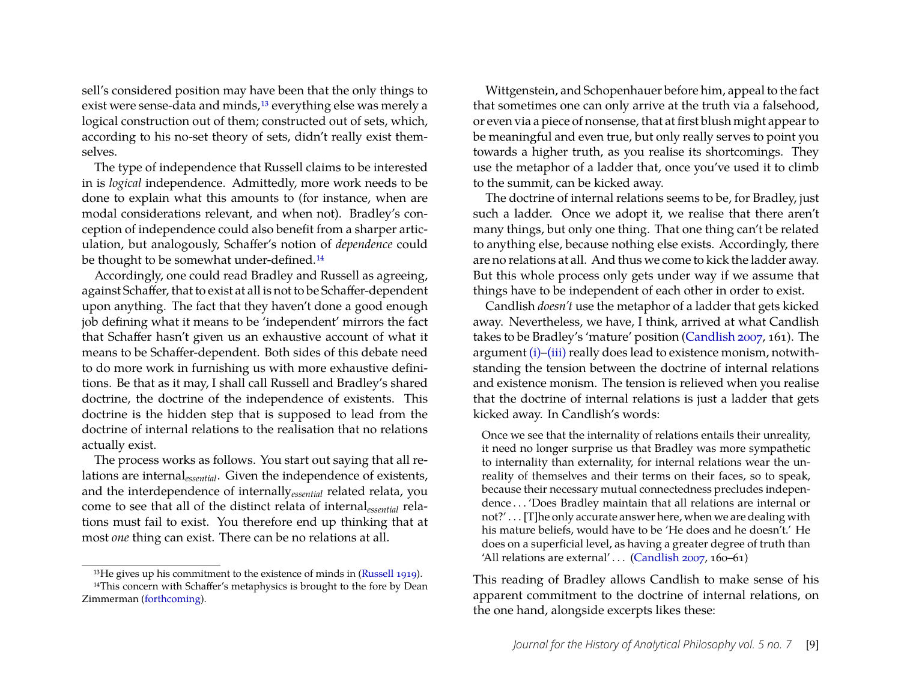sell's considered position may have been that the only things to exist were sense-data and minds,[13] everything else was merely a logical construction out of them; constructed out of sets, which, according to his no-set theory of sets, didn't really exist themselves.

The type of independence that Russell claims to be interested in is *logical* independence. Admittedly, more work needs to be done to explain what this amounts to (for instance, when are modal considerations relevant, and when not). Bradley's conception of independence could also benefit from a sharper articulation, but analogously, Schaffer's notion of *dependence* could be thought to be somewhat under-defined.[14]

Accordingly, one could read Bradley and Russell as agreeing, against Schaffer, that to exist at all is not to be Schaffer-dependent upon anything. The fact that they haven't done a good enough job defining what it means to be 'independent' mirrors the fact that Schaffer hasn't given us an exhaustive account of what it means to be Schaffer-dependent. Both sides of this debate need to do more work in furnishing us with more exhaustive definitions. Be that as it may, I shall call Russell and Bradley's shared doctrine, the doctrine of the independence of existents. This doctrine is the hidden step that is supposed to lead from the doctrine of internal relations to the realisation that no relations actually exist.

The process works as follows. You start out saying that all relations are internal$_{essential}$. Given the independence of existents, and the interdependence of internally$_{essential}$ related relata, you come to see that all of the distinct relata of internal$_{essential}$ relations must fail to exist. You therefore end up thinking that at most *one* thing can exist. There can be no relations at all.

Wittgenstein, and Schopenhauer before him, appeal to the fact that sometimes one can only arrive at the truth via a falsehood, or even via a piece of nonsense, that at first blush might appear to be meaningful and even true, but only really serves to point you towards a higher truth, as you realise its shortcomings. They use the metaphor of a ladder that, once you've used it to climb to the summit, can be kicked away.

The doctrine of internal relations seems to be, for Bradley, just such a ladder. Once we adopt it, we realise that there aren't many things, but only one thing. That one thing can't be related to anything else, because nothing else exists. Accordingly, there are no relations at all. And thus we come to kick the ladder away. But this whole process only gets under way if we assume that things have to be independent of each other in order to exist.

Candlish *doesn't* use the metaphor of a ladder that gets kicked away. Nevertheless, we have, I think, arrived at what Candlish takes to be Bradley's 'mature' position (Candlish 2007, 161). The argument (i)–(iii) really does lead to existence monism, notwithstanding the tension between the doctrine of internal relations and existence monism. The tension is relieved when you realise that the doctrine of internal relations is just a ladder that gets kicked away. In Candlish's words:

> Once we see that the internality of relations entails their unreality, it need no longer surprise us that Bradley was more sympathetic to internality than externality, for internal relations wear the unreality of themselves and their terms on their faces, so to speak, because their necessary mutual connectedness precludes independence . . . 'Does Bradley maintain that all relations are internal or not?' . . . [T]he only accurate answer here, when we are dealing with his mature beliefs, would have to be 'He does and he doesn't.' He does on a superficial level, as having a greater degree of truth than 'All relations are external' . . . (Candlish 2007, 160–61)

This reading of Bradley allows Candlish to make sense of his apparent commitment to the doctrine of internal relations, on the one hand, alongside excerpts likes these:

[13] He gives up his commitment to the existence of minds in (Russell 1919).

[14] This concern with Schaffer's metaphysics is brought to the fore by Dean Zimmerman (forthcoming).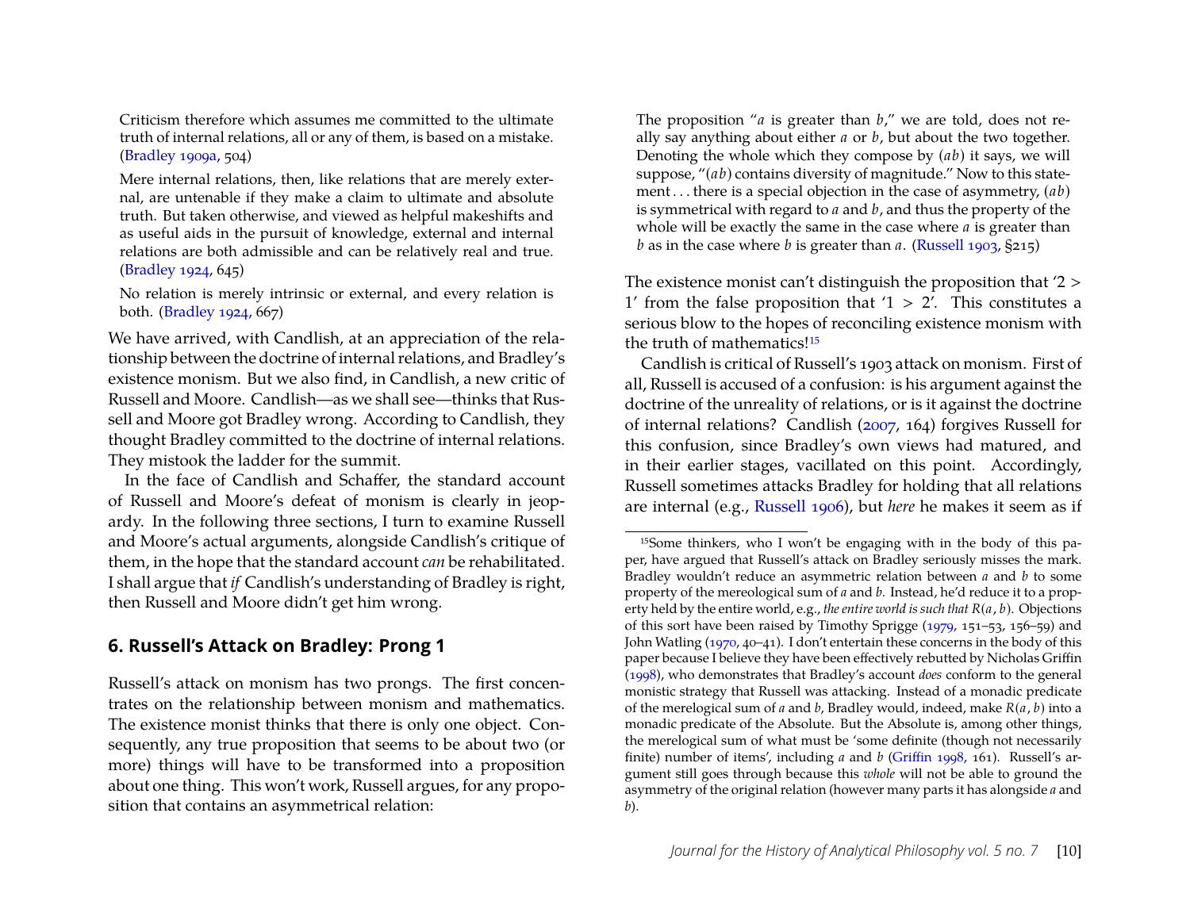> Criticism therefore which assumes me committed to the ultimate truth of internal relations, all or any of them, is based on a mistake. (Bradley 1909a, 504)

> Mere internal relations, then, like relations that are merely external, are untenable if they make a claim to ultimate and absolute truth. But taken otherwise, and viewed as helpful makeshifts and as useful aids in the pursuit of knowledge, external and internal relations are both admissible and can be relatively real and true. (Bradley 1924, 645)

> No relation is merely intrinsic or external, and every relation is both. (Bradley 1924, 667)

We have arrived, with Candlish, at an appreciation of the relationship between the doctrine of internal relations, and Bradley's existence monism. But we also find, in Candlish, a new critic of Russell and Moore. Candlish—as we shall see—thinks that Russell and Moore got Bradley wrong. According to Candlish, they thought Bradley committed to the doctrine of internal relations. They mistook the ladder for the summit.

In the face of Candlish and Schaffer, the standard account of Russell and Moore's defeat of monism is clearly in jeopardy. In the following three sections, I turn to examine Russell and Moore's actual arguments, alongside Candlish's critique of them, in the hope that the standard account *can* be rehabilitated. I shall argue that *if* Candlish's understanding of Bradley is right, then Russell and Moore didn't get him wrong.

## 6. Russell's Attack on Bradley: Prong 1

Russell's attack on monism has two prongs. The first concentrates on the relationship between monism and mathematics. The existence monist thinks that there is only one object. Consequently, any true proposition that seems to be about two (or more) things will have to be transformed into a proposition about one thing. This won't work, Russell argues, for any proposition that contains an asymmetrical relation:

> The proposition "$a$ is greater than $b$," we are told, does not really say anything about either $a$ or $b$, but about the two together. Denoting the whole which they compose by $(ab)$ it says, we will suppose, "$(ab)$ contains diversity of magnitude." Now to this statement . . . there is a special objection in the case of asymmetry, $(ab)$ is symmetrical with regard to $a$ and $b$, and thus the property of the whole will be exactly the same in the case where $a$ is greater than $b$ as in the case where $b$ is greater than $a$. (Russell 1903, §215)

The existence monist can't distinguish the proposition that '2 > 1' from the false proposition that '1 > 2'. This constitutes a serious blow to the hopes of reconciling existence monism with the truth of mathematics![15]

Candlish is critical of Russell's 1903 attack on monism. First of all, Russell is accused of a confusion: is his argument against the doctrine of the unreality of relations, or is it against the doctrine of internal relations? Candlish (2007, 164) forgives Russell for this confusion, since Bradley's own views had matured, and in their earlier stages, vacillated on this point. Accordingly, Russell sometimes attacks Bradley for holding that all relations are internal (e.g., Russell 1906), but *here* he makes it seem as if

[15] Some thinkers, who I won't be engaging with in the body of this paper, have argued that Russell's attack on Bradley seriously misses the mark. Bradley wouldn't reduce an asymmetric relation between $a$ and $b$ to some property of the mereological sum of $a$ and $b$. Instead, he'd reduce it to a property held by the entire world, e.g., *the entire world is such that* $R(a, b)$. Objections of this sort have been raised by Timothy Sprigge (1979, 151–53, 156–59) and John Watling (1970, 40–41). I don't entertain these concerns in the body of this paper because I believe they have been effectively rebutted by Nicholas Griffin (1998), who demonstrates that Bradley's account *does* conform to the general monistic strategy that Russell was attacking. Instead of a monadic predicate of the merelogical sum of $a$ and $b$, Bradley would, indeed, make $R(a, b)$ into a monadic predicate of the Absolute. But the Absolute is, among other things, the merelogical sum of what must be 'some definite (though not necessarily finite) number of items', including $a$ and $b$ (Griffin 1998, 161). Russell's argument still goes through because this *whole* will not be able to ground the asymmetry of the original relation (however many parts it has alongside $a$ and $b$).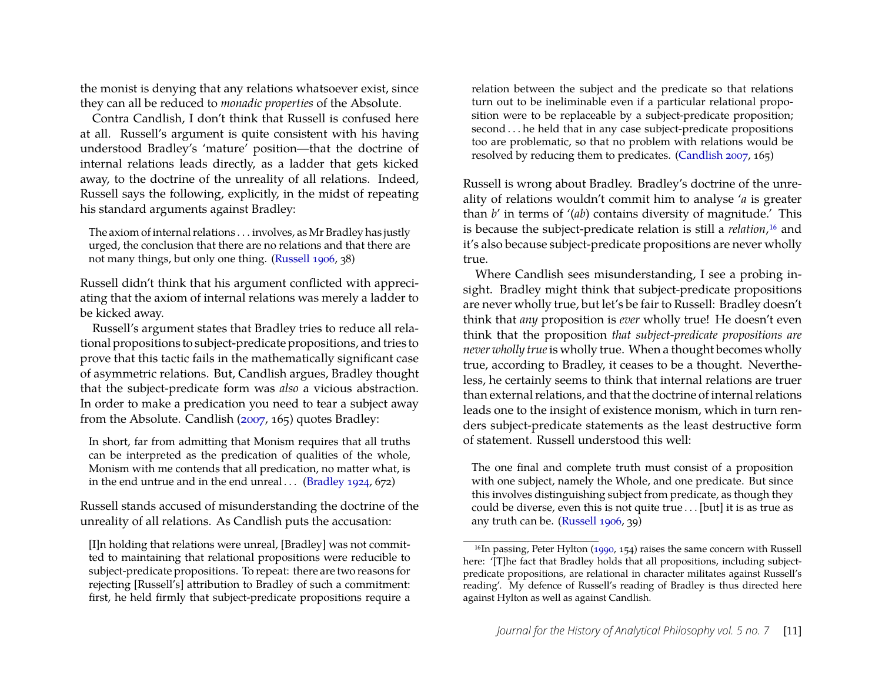the monist is denying that any relations whatsoever exist, since they can all be reduced to *monadic properties* of the Absolute.

Contra Candlish, I don't think that Russell is confused here at all. Russell's argument is quite consistent with his having understood Bradley's 'mature' position—that the doctrine of internal relations leads directly, as a ladder that gets kicked away, to the doctrine of the unreality of all relations. Indeed, Russell says the following, explicitly, in the midst of repeating his standard arguments against Bradley:

> The axiom of internal relations . . . involves, as Mr Bradley has justly urged, the conclusion that there are no relations and that there are not many things, but only one thing. (Russell 1906, 38)

Russell didn't think that his argument conflicted with appreciating that the axiom of internal relations was merely a ladder to be kicked away.

Russell's argument states that Bradley tries to reduce all relational propositions to subject-predicate propositions, and tries to prove that this tactic fails in the mathematically significant case of asymmetric relations. But, Candlish argues, Bradley thought that the subject-predicate form was *also* a vicious abstraction. In order to make a predication you need to tear a subject away from the Absolute. Candlish (2007, 165) quotes Bradley:

> In short, far from admitting that Monism requires that all truths can be interpreted as the predication of qualities of the whole, Monism with me contends that all predication, no matter what, is in the end untrue and in the end unreal . . . (Bradley 1924, 672)

Russell stands accused of misunderstanding the doctrine of the unreality of all relations. As Candlish puts the accusation:

> [I]n holding that relations were unreal, [Bradley] was not committed to maintaining that relational propositions were reducible to subject-predicate propositions. To repeat: there are two reasons for rejecting [Russell's] attribution to Bradley of such a commitment: first, he held firmly that subject-predicate propositions require a relation between the subject and the predicate so that relations turn out to be ineliminable even if a particular relational proposition were to be replaceable by a subject-predicate proposition; second . . . he held that in any case subject-predicate propositions too are problematic, so that no problem with relations would be resolved by reducing them to predicates. (Candlish 2007, 165)

Russell is wrong about Bradley. Bradley's doctrine of the unreality of relations wouldn't commit him to analyse '*a* is greater than *b*' in terms of '(*ab*) contains diversity of magnitude.' This is because the subject-predicate relation is still a *relation*,[16] and it's also because subject-predicate propositions are never wholly true.

Where Candlish sees misunderstanding, I see a probing insight. Bradley might think that subject-predicate propositions are never wholly true, but let's be fair to Russell: Bradley doesn't think that *any* proposition is *ever* wholly true! He doesn't even think that the proposition *that subject-predicate propositions are never wholly true* is wholly true. When a thought becomes wholly true, according to Bradley, it ceases to be a thought. Nevertheless, he certainly seems to think that internal relations are truer than external relations, and that the doctrine of internal relations leads one to the insight of existence monism, which in turn renders subject-predicate statements as the least destructive form of statement. Russell understood this well:

> The one final and complete truth must consist of a proposition with one subject, namely the Whole, and one predicate. But since this involves distinguishing subject from predicate, as though they could be diverse, even this is not quite true . . . [but] it is as true as any truth can be. (Russell 1906, 39)

[16] In passing, Peter Hylton (1990, 154) raises the same concern with Russell here: '[T]he fact that Bradley holds that all propositions, including subject-predicate propositions, are relational in character militates against Russell's reading'. My defence of Russell's reading of Bradley is thus directed here against Hylton as well as against Candlish.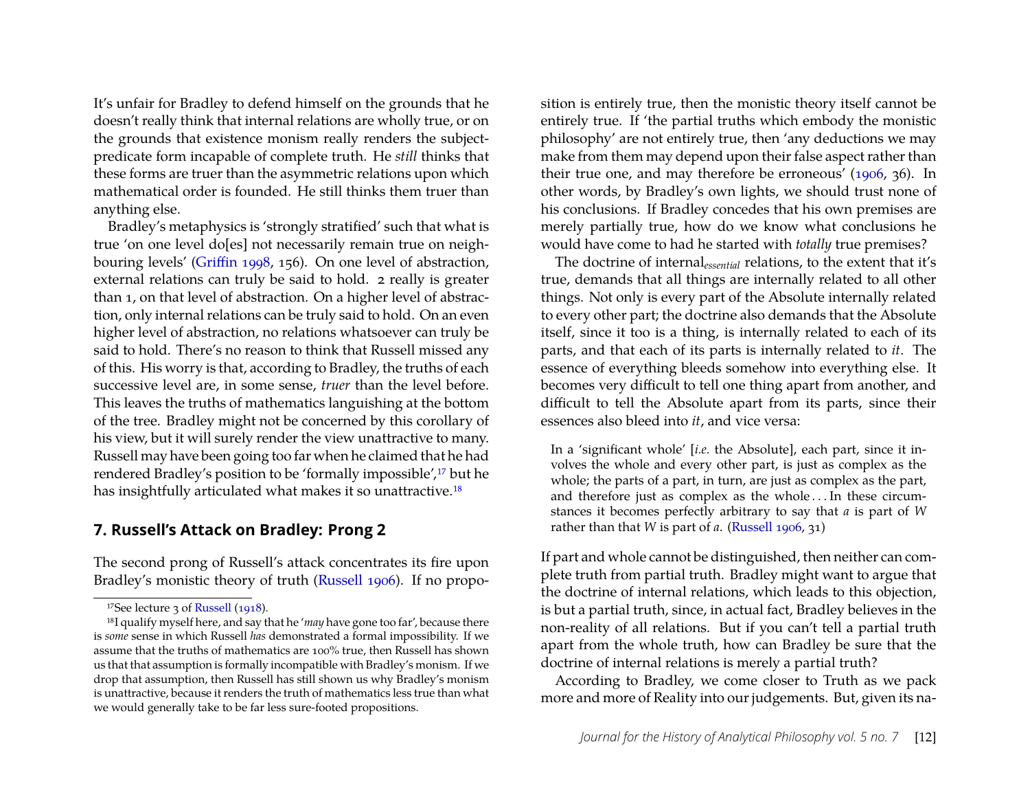It's unfair for Bradley to defend himself on the grounds that he doesn't really think that internal relations are wholly true, or on the grounds that existence monism really renders the subject-predicate form incapable of complete truth. He *still* thinks that these forms are truer than the asymmetric relations upon which mathematical order is founded. He still thinks them truer than anything else.

Bradley's metaphysics is 'strongly stratified' such that what is true 'on one level do[es] not necessarily remain true on neighbouring levels' (Griffin 1998, 156). On one level of abstraction, external relations can truly be said to hold. 2 really is greater than 1, on that level of abstraction. On a higher level of abstraction, only internal relations can be truly said to hold. On an even higher level of abstraction, no relations whatsoever can truly be said to hold. There's no reason to think that Russell missed any of this. His worry is that, according to Bradley, the truths of each successive level are, in some sense, *truer* than the level before. This leaves the truths of mathematics languishing at the bottom of the tree. Bradley might not be concerned by this corollary of his view, but it will surely render the view unattractive to many. Russell may have been going too far when he claimed that he had rendered Bradley's position to be 'formally impossible',[17] but he has insightfully articulated what makes it so unattractive.[18]

## 7. Russell's Attack on Bradley: Prong 2

The second prong of Russell's attack concentrates its fire upon Bradley's monistic theory of truth (Russell 1906). If no proposition is entirely true, then the monistic theory itself cannot be entirely true. If 'the partial truths which embody the monistic philosophy' are not entirely true, then 'any deductions we may make from them may depend upon their false aspect rather than their true one, and may therefore be erroneous' (1906, 36). In other words, by Bradley's own lights, we should trust none of his conclusions. If Bradley concedes that his own premises are merely partially true, how do we know what conclusions he would have come to had he started with *totally* true premises?

The doctrine of internal$_{essential}$ relations, to the extent that it's true, demands that all things are internally related to all other things. Not only is every part of the Absolute internally related to every other part; the doctrine also demands that the Absolute itself, since it too is a thing, is internally related to each of its parts, and that each of its parts is internally related to *it*. The essence of everything bleeds somehow into everything else. It becomes very difficult to tell one thing apart from another, and difficult to tell the Absolute apart from its parts, since their essences also bleed into *it*, and vice versa:

> In a 'significant whole' [*i.e.* the Absolute], each part, since it involves the whole and every other part, is just as complex as the whole; the parts of a part, in turn, are just as complex as the part, and therefore just as complex as the whole . . . In these circumstances it becomes perfectly arbitrary to say that *a* is part of *W* rather than that *W* is part of *a*. (Russell 1906, 31)

If part and whole cannot be distinguished, then neither can complete truth from partial truth. Bradley might want to argue that the doctrine of internal relations, which leads to this objection, is but a partial truth, since, in actual fact, Bradley believes in the non-reality of all relations. But if you can't tell a partial truth apart from the whole truth, how can Bradley be sure that the doctrine of internal relations is merely a partial truth?

According to Bradley, we come closer to Truth as we pack more and more of Reality into our judgements. But, given its na-

[17] See lecture 3 of Russell (1918).

[18] I qualify myself here, and say that he '*may* have gone too far', because there is *some* sense in which Russell *has* demonstrated a formal impossibility. If we assume that the truths of mathematics are 100% true, then Russell has shown us that that assumption is formally incompatible with Bradley's monism. If we drop that assumption, then Russell has still shown us why Bradley's monism is unattractive, because it renders the truth of mathematics less true than what we would generally take to be far less sure-footed propositions.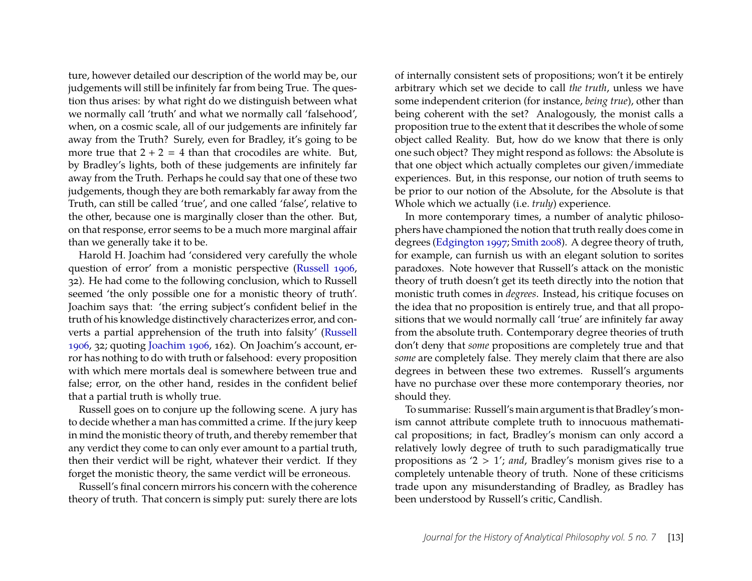ture, however detailed our description of the world may be, our judgements will still be infinitely far from being True. The question thus arises: by what right do we distinguish between what we normally call 'truth' and what we normally call 'falsehood', when, on a cosmic scale, all of our judgements are infinitely far away from the Truth? Surely, even for Bradley, it's going to be more true that $2 + 2 = 4$ than that crocodiles are white. But, by Bradley's lights, both of these judgements are infinitely far away from the Truth. Perhaps he could say that one of these two judgements, though they are both remarkably far away from the Truth, can still be called 'true', and one called 'false', relative to the other, because one is marginally closer than the other. But, on that response, error seems to be a much more marginal affair than we generally take it to be.

Harold H. Joachim had 'considered very carefully the whole question of error' from a monistic perspective (Russell 1906, 32). He had come to the following conclusion, which to Russell seemed 'the only possible one for a monistic theory of truth'. Joachim says that: 'the erring subject's confident belief in the truth of his knowledge distinctively characterizes error, and converts a partial apprehension of the truth into falsity' (Russell 1906, 32; quoting Joachim 1906, 162). On Joachim's account, error has nothing to do with truth or falsehood: every proposition with which mere mortals deal is somewhere between true and false; error, on the other hand, resides in the confident belief that a partial truth is wholly true.

Russell goes on to conjure up the following scene. A jury has to decide whether a man has committed a crime. If the jury keep in mind the monistic theory of truth, and thereby remember that any verdict they come to can only ever amount to a partial truth, then their verdict will be right, whatever their verdict. If they forget the monistic theory, the same verdict will be erroneous.

Russell's final concern mirrors his concern with the coherence theory of truth. That concern is simply put: surely there are lots of internally consistent sets of propositions; won't it be entirely arbitrary which set we decide to call *the truth*, unless we have some independent criterion (for instance, *being true*), other than being coherent with the set? Analogously, the monist calls a proposition true to the extent that it describes the whole of some object called Reality. But, how do we know that there is only one such object? They might respond as follows: the Absolute is that one object which actually completes our given/immediate experiences. But, in this response, our notion of truth seems to be prior to our notion of the Absolute, for the Absolute is that Whole which we actually (i.e. *truly*) experience.

In more contemporary times, a number of analytic philosophers have championed the notion that truth really does come in degrees (Edgington 1997; Smith 2008). A degree theory of truth, for example, can furnish us with an elegant solution to sorites paradoxes. Note however that Russell's attack on the monistic theory of truth doesn't get its teeth directly into the notion that monistic truth comes in *degrees*. Instead, his critique focuses on the idea that no proposition is entirely true, and that all propositions that we would normally call 'true' are infinitely far away from the absolute truth. Contemporary degree theories of truth don't deny that *some* propositions are completely true and that *some* are completely false. They merely claim that there are also degrees in between these two extremes. Russell's arguments have no purchase over these more contemporary theories, nor should they.

To summarise: Russell's main argument is that Bradley's monism cannot attribute complete truth to innocuous mathematical propositions; in fact, Bradley's monism can only accord a relatively lowly degree of truth to such paradigmatically true propositions as '$2 > 1$'; *and*, Bradley's monism gives rise to a completely untenable theory of truth. None of these criticisms trade upon any misunderstanding of Bradley, as Bradley has been understood by Russell's critic, Candlish.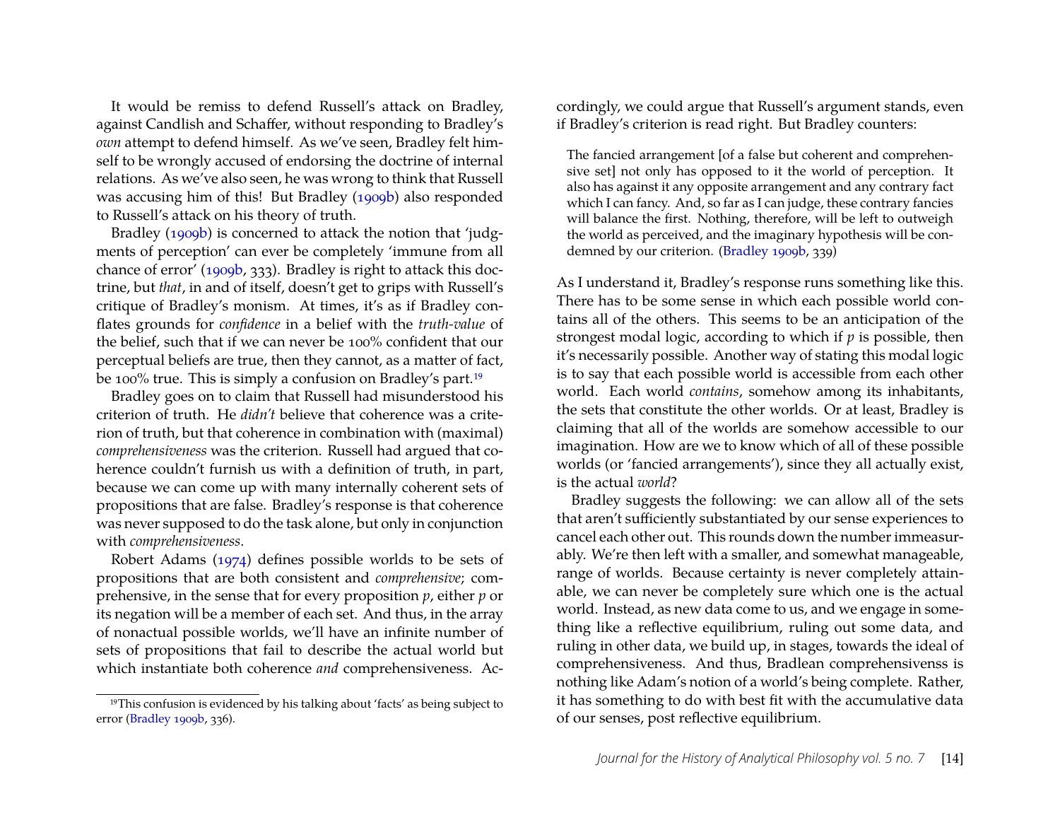It would be remiss to defend Russell's attack on Bradley, against Candlish and Schaffer, without responding to Bradley's *own* attempt to defend himself. As we've seen, Bradley felt himself to be wrongly accused of endorsing the doctrine of internal relations. As we've also seen, he was wrong to think that Russell was accusing him of this! But Bradley (1909b) also responded to Russell's attack on his theory of truth.

Bradley (1909b) is concerned to attack the notion that 'judgments of perception' can ever be completely 'immune from all chance of error' (1909b, 333). Bradley is right to attack this doctrine, but *that*, in and of itself, doesn't get to grips with Russell's critique of Bradley's monism. At times, it's as if Bradley conflates grounds for *confidence* in a belief with the *truth-value* of the belief, such that if we can never be 100% confident that our perceptual beliefs are true, then they cannot, as a matter of fact, be 100% true. This is simply a confusion on Bradley's part.[19]

Bradley goes on to claim that Russell had misunderstood his criterion of truth. He *didn't* believe that coherence was a criterion of truth, but that coherence in combination with (maximal) *comprehensiveness* was the criterion. Russell had argued that coherence couldn't furnish us with a definition of truth, in part, because we can come up with many internally coherent sets of propositions that are false. Bradley's response is that coherence was never supposed to do the task alone, but only in conjunction with *comprehensiveness*.

Robert Adams (1974) defines possible worlds to be sets of propositions that are both consistent and *comprehensive*; comprehensive, in the sense that for every proposition *p*, either *p* or its negation will be a member of each set. And thus, in the array of nonactual possible worlds, we'll have an infinite number of sets of propositions that fail to describe the actual world but which instantiate both coherence *and* comprehensiveness. Accordingly, we could argue that Russell's argument stands, even if Bradley's criterion is read right. But Bradley counters:

> The fancied arrangement [of a false but coherent and comprehensive set] not only has opposed to it the world of perception. It also has against it any opposite arrangement and any contrary fact which I can fancy. And, so far as I can judge, these contrary fancies will balance the first. Nothing, therefore, will be left to outweigh the world as perceived, and the imaginary hypothesis will be condemned by our criterion. (Bradley 1909b, 339)

As I understand it, Bradley's response runs something like this. There has to be some sense in which each possible world contains all of the others. This seems to be an anticipation of the strongest modal logic, according to which if *p* is possible, then it's necessarily possible. Another way of stating this modal logic is to say that each possible world is accessible from each other world. Each world *contains*, somehow among its inhabitants, the sets that constitute the other worlds. Or at least, Bradley is claiming that all of the worlds are somehow accessible to our imagination. How are we to know which of all of these possible worlds (or 'fancied arrangements'), since they all actually exist, is the actual *world*?

Bradley suggests the following: we can allow all of the sets that aren't sufficiently substantiated by our sense experiences to cancel each other out. This rounds down the number immeasurably. We're then left with a smaller, and somewhat manageable, range of worlds. Because certainty is never completely attainable, we can never be completely sure which one is the actual world. Instead, as new data come to us, and we engage in something like a reflective equilibrium, ruling out some data, and ruling in other data, we build up, in stages, towards the ideal of comprehensiveness. And thus, Bradlean comprehensivenss is nothing like Adam's notion of a world's being complete. Rather, it has something to do with best fit with the accumulative data of our senses, post reflective equilibrium.

[19] This confusion is evidenced by his talking about 'facts' as being subject to error (Bradley 1909b, 336).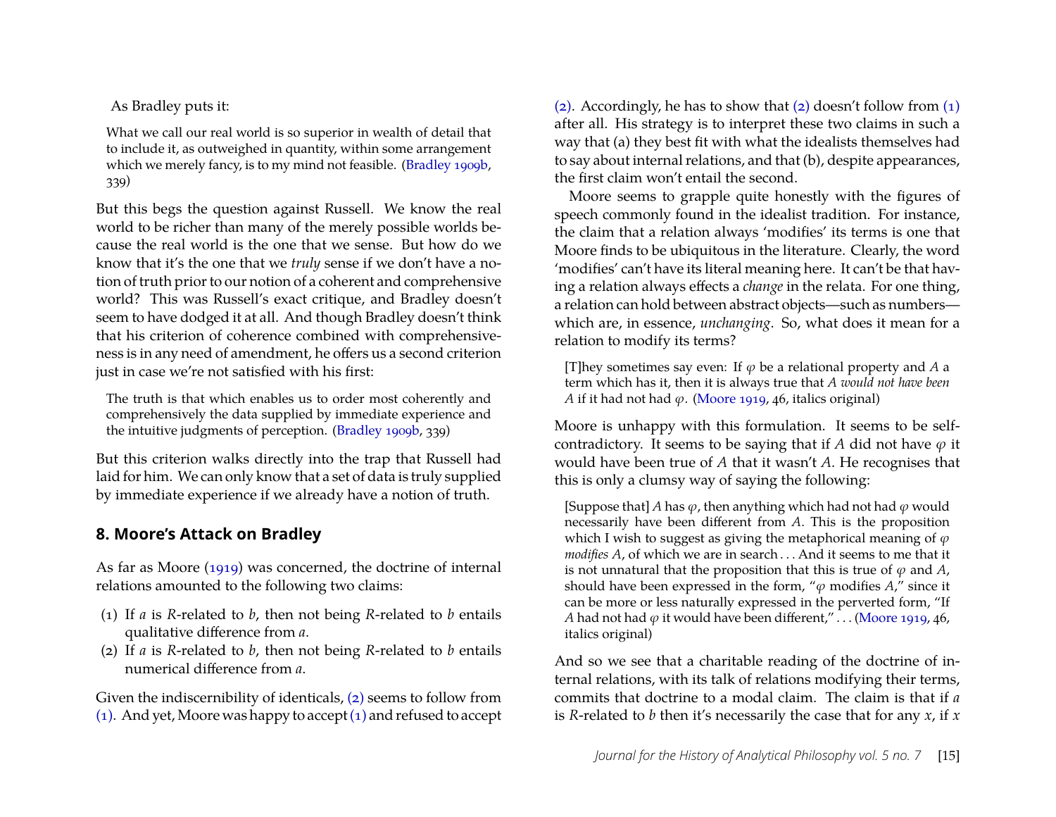As Bradley puts it:

> What we call our real world is so superior in wealth of detail that to include it, as outweighed in quantity, within some arrangement which we merely fancy, is to my mind not feasible. (Bradley 1909b, 339)

But this begs the question against Russell. We know the real world to be richer than many of the merely possible worlds because the real world is the one that we sense. But how do we know that it's the one that we *truly* sense if we don't have a notion of truth prior to our notion of a coherent and comprehensive world? This was Russell's exact critique, and Bradley doesn't seem to have dodged it at all. And though Bradley doesn't think that his criterion of coherence combined with comprehensiveness is in any need of amendment, he offers us a second criterion just in case we're not satisfied with his first:

> The truth is that which enables us to order most coherently and comprehensively the data supplied by immediate experience and the intuitive judgments of perception. (Bradley 1909b, 339)

But this criterion walks directly into the trap that Russell had laid for him. We can only know that a set of data is truly supplied by immediate experience if we already have a notion of truth.

## 8. Moore's Attack on Bradley

As far as Moore (1919) was concerned, the doctrine of internal relations amounted to the following two claims:

(1) If $a$ is $R$-related to $b$, then not being $R$-related to $b$ entails qualitative difference from $a$.

(2) If $a$ is $R$-related to $b$, then not being $R$-related to $b$ entails numerical difference from $a$.

Given the indiscernibility of identicals, (2) seems to follow from (1). And yet, Moore was happy to accept (1) and refused to accept (2). Accordingly, he has to show that (2) doesn't follow from (1) after all. His strategy is to interpret these two claims in such a way that (a) they best fit with what the idealists themselves had to say about internal relations, and that (b), despite appearances, the first claim won't entail the second.

Moore seems to grapple quite honestly with the figures of speech commonly found in the idealist tradition. For instance, the claim that a relation always 'modifies' its terms is one that Moore finds to be ubiquitous in the literature. Clearly, the word 'modifies' can't have its literal meaning here. It can't be that having a relation always effects a *change* in the relata. For one thing, a relation can hold between abstract objects—such as numbers—which are, in essence, *unchanging*. So, what does it mean for a relation to modify its terms?

> [T]hey sometimes say even: If $\varphi$ be a relational property and $A$ a term which has it, then it is always true that *$A$ would not have been $A$* if it had not had $\varphi$. (Moore 1919, 46, italics original)

Moore is unhappy with this formulation. It seems to be self-contradictory. It seems to be saying that if $A$ did not have $\varphi$ it would have been true of $A$ that it wasn't $A$. He recognises that this is only a clumsy way of saying the following:

> [Suppose that] $A$ has $\varphi$, then anything which had not had $\varphi$ would necessarily have been different from $A$. This is the proposition which I wish to suggest as giving the metaphorical meaning of *$\varphi$ modifies $A$*, of which we are in search . . . And it seems to me that it is not unnatural that the proposition that this is true of $\varphi$ and $A$, should have been expressed in the form, "$\varphi$ modifies $A$," since it can be more or less naturally expressed in the perverted form, "If $A$ had not had $\varphi$ it would have been different," . . . (Moore 1919, 46, italics original)

And so we see that a charitable reading of the doctrine of internal relations, with its talk of relations modifying their terms, commits that doctrine to a modal claim. The claim is that if $a$ is $R$-related to $b$ then it's necessarily the case that for any $x$, if $x$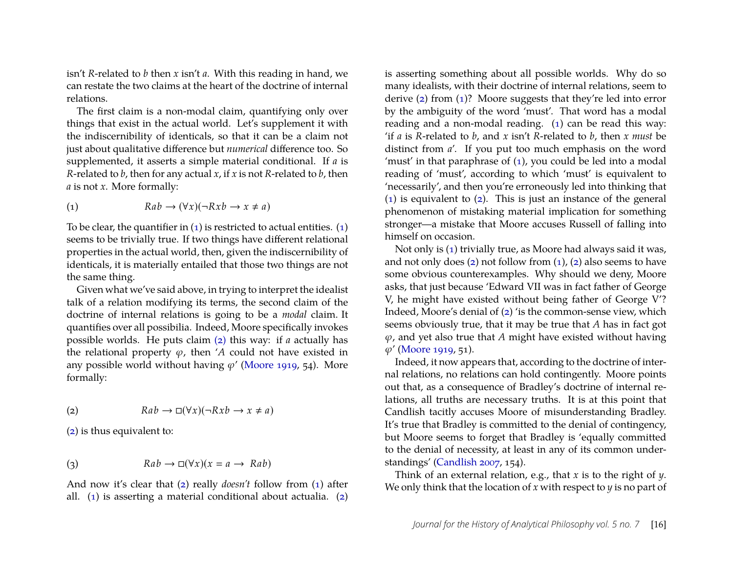isn't $R$-related to $b$ then $x$ isn't $a$. With this reading in hand, we can restate the two claims at the heart of the doctrine of internal relations.

The first claim is a non-modal claim, quantifying only over things that exist in the actual world. Let's supplement it with the indiscernibility of identicals, so that it can be a claim not just about qualitative difference but *numerical* difference too. So supplemented, it asserts a simple material conditional. If $a$ is $R$-related to $b$, then for any actual $x$, if $x$ is not $R$-related to $b$, then $a$ is not $x$. More formally:

$$Rab \rightarrow (\forall x)(\neg Rxb \rightarrow x \neq a) \tag{1}$$

To be clear, the quantifier in (1) is restricted to actual entities. (1) seems to be trivially true. If two things have different relational properties in the actual world, then, given the indiscernibility of identicals, it is materially entailed that those two things are not the same thing.

Given what we've said above, in trying to interpret the idealist talk of a relation modifying its terms, the second claim of the doctrine of internal relations is going to be a *modal* claim. It quantifies over all possibilia. Indeed, Moore specifically invokes possible worlds. He puts claim (2) this way: if $a$ actually has the relational property $\varphi$, then '$A$ could not have existed in any possible world without having $\varphi$' (Moore 1919, 54). More formally:

$$Rab \rightarrow \Box(\forall x)(\neg Rxb \rightarrow x \neq a) \tag{2}$$

(2) is thus equivalent to:

$$Rab \rightarrow \Box(\forall x)(x = a \rightarrow Rab) \tag{3}$$

And now it's clear that (2) really *doesn't* follow from (1) after all. (1) is asserting a material conditional about actualia. (2) is asserting something about all possible worlds. Why do so many idealists, with their doctrine of internal relations, seem to derive (2) from (1)? Moore suggests that they're led into error by the ambiguity of the word 'must'. That word has a modal reading and a non-modal reading. (1) can be read this way: 'if $a$ is $R$-related to $b$, and $x$ isn't $R$-related to $b$, then $x$ *must* be distinct from $a$'. If you put too much emphasis on the word 'must' in that paraphrase of (1), you could be led into a modal reading of 'must', according to which 'must' is equivalent to 'necessarily', and then you're erroneously led into thinking that (1) is equivalent to (2). This is just an instance of the general phenomenon of mistaking material implication for something stronger—a mistake that Moore accuses Russell of falling into himself on occasion.

Not only is (1) trivially true, as Moore had always said it was, and not only does (2) not follow from (1), (2) also seems to have some obvious counterexamples. Why should we deny, Moore asks, that just because 'Edward VII was in fact father of George V, he might have existed without being father of George V'? Indeed, Moore's denial of (2) 'is the common-sense view, which seems obviously true, that it may be true that $A$ has in fact got $\varphi$, and yet also true that $A$ might have existed without having $\varphi$' (Moore 1919, 51).

Indeed, it now appears that, according to the doctrine of internal relations, no relations can hold contingently. Moore points out that, as a consequence of Bradley's doctrine of internal relations, all truths are necessary truths. It is at this point that Candlish tacitly accuses Moore of misunderstanding Bradley. It's true that Bradley is committed to the denial of contingency, but Moore seems to forget that Bradley is 'equally committed to the denial of necessity, at least in any of its common understandings' (Candlish 2007, 154).

Think of an external relation, e.g., that $x$ is to the right of $y$. We only think that the location of $x$ with respect to $y$ is no part of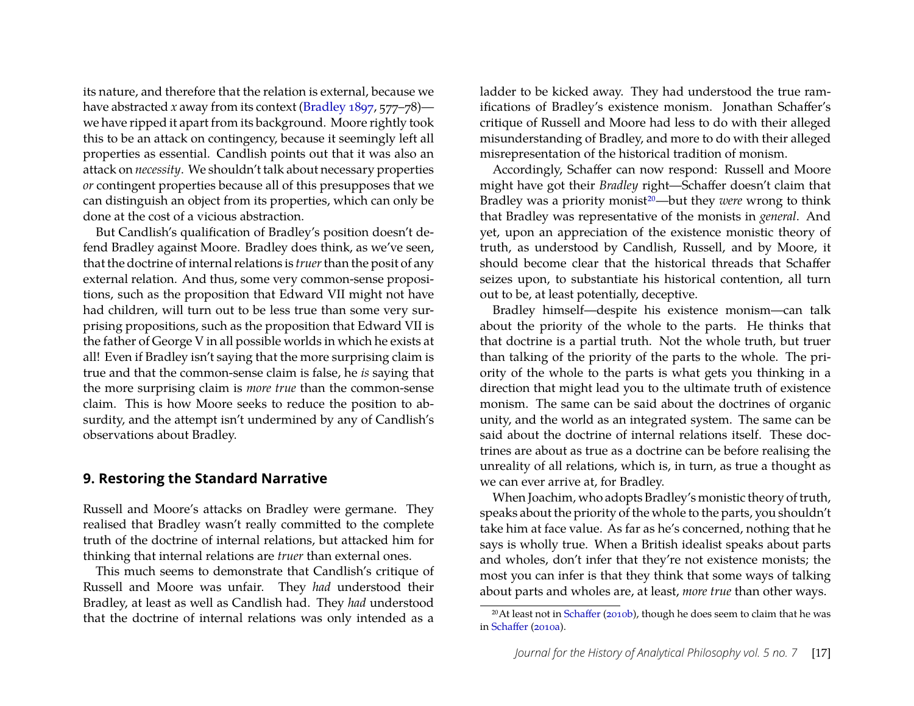its nature, and therefore that the relation is external, because we have abstracted *x* away from its context (Bradley 1897, 577–78)—we have ripped it apart from its background. Moore rightly took this to be an attack on contingency, because it seemingly left all properties as essential. Candlish points out that it was also an attack on *necessity*. We shouldn't talk about necessary properties *or* contingent properties because all of this presupposes that we can distinguish an object from its properties, which can only be done at the cost of a vicious abstraction.

But Candlish's qualification of Bradley's position doesn't defend Bradley against Moore. Bradley does think, as we've seen, that the doctrine of internal relations is *truer* than the posit of any external relation. And thus, some very common-sense propositions, such as the proposition that Edward VII might not have had children, will turn out to be less true than some very surprising propositions, such as the proposition that Edward VII is the father of George V in all possible worlds in which he exists at all! Even if Bradley isn't saying that the more surprising claim is true and that the common-sense claim is false, he *is* saying that the more surprising claim is *more true* than the common-sense claim. This is how Moore seeks to reduce the position to absurdity, and the attempt isn't undermined by any of Candlish's observations about Bradley.

## 9. Restoring the Standard Narrative

Russell and Moore's attacks on Bradley were germane. They realised that Bradley wasn't really committed to the complete truth of the doctrine of internal relations, but attacked him for thinking that internal relations are *truer* than external ones.

This much seems to demonstrate that Candlish's critique of Russell and Moore was unfair. They *had* understood their Bradley, at least as well as Candlish had. They *had* understood that the doctrine of internal relations was only intended as a ladder to be kicked away. They had understood the true ramifications of Bradley's existence monism. Jonathan Schaffer's critique of Russell and Moore had less to do with their alleged misunderstanding of Bradley, and more to do with their alleged misrepresentation of the historical tradition of monism.

Accordingly, Schaffer can now respond: Russell and Moore might have got their *Bradley* right—Schaffer doesn't claim that Bradley was a priority monist[20]—but they *were* wrong to think that Bradley was representative of the monists in *general*. And yet, upon an appreciation of the existence monistic theory of truth, as understood by Candlish, Russell, and by Moore, it should become clear that the historical threads that Schaffer seizes upon, to substantiate his historical contention, all turn out to be, at least potentially, deceptive.

Bradley himself—despite his existence monism—can talk about the priority of the whole to the parts. He thinks that that doctrine is a partial truth. Not the whole truth, but truer than talking of the priority of the parts to the whole. The priority of the whole to the parts is what gets you thinking in a direction that might lead you to the ultimate truth of existence monism. The same can be said about the doctrines of organic unity, and the world as an integrated system. The same can be said about the doctrine of internal relations itself. These doctrines are about as true as a doctrine can be before realising the unreality of all relations, which is, in turn, as true a thought as we can ever arrive at, for Bradley.

When Joachim, who adopts Bradley's monistic theory of truth, speaks about the priority of the whole to the parts, you shouldn't take him at face value. As far as he's concerned, nothing that he says is wholly true. When a British idealist speaks about parts and wholes, don't infer that they're not existence monists; the most you can infer is that they think that some ways of talking about parts and wholes are, at least, *more true* than other ways.

[20] At least not in Schaffer (2010b), though he does seem to claim that he was in Schaffer (2010a).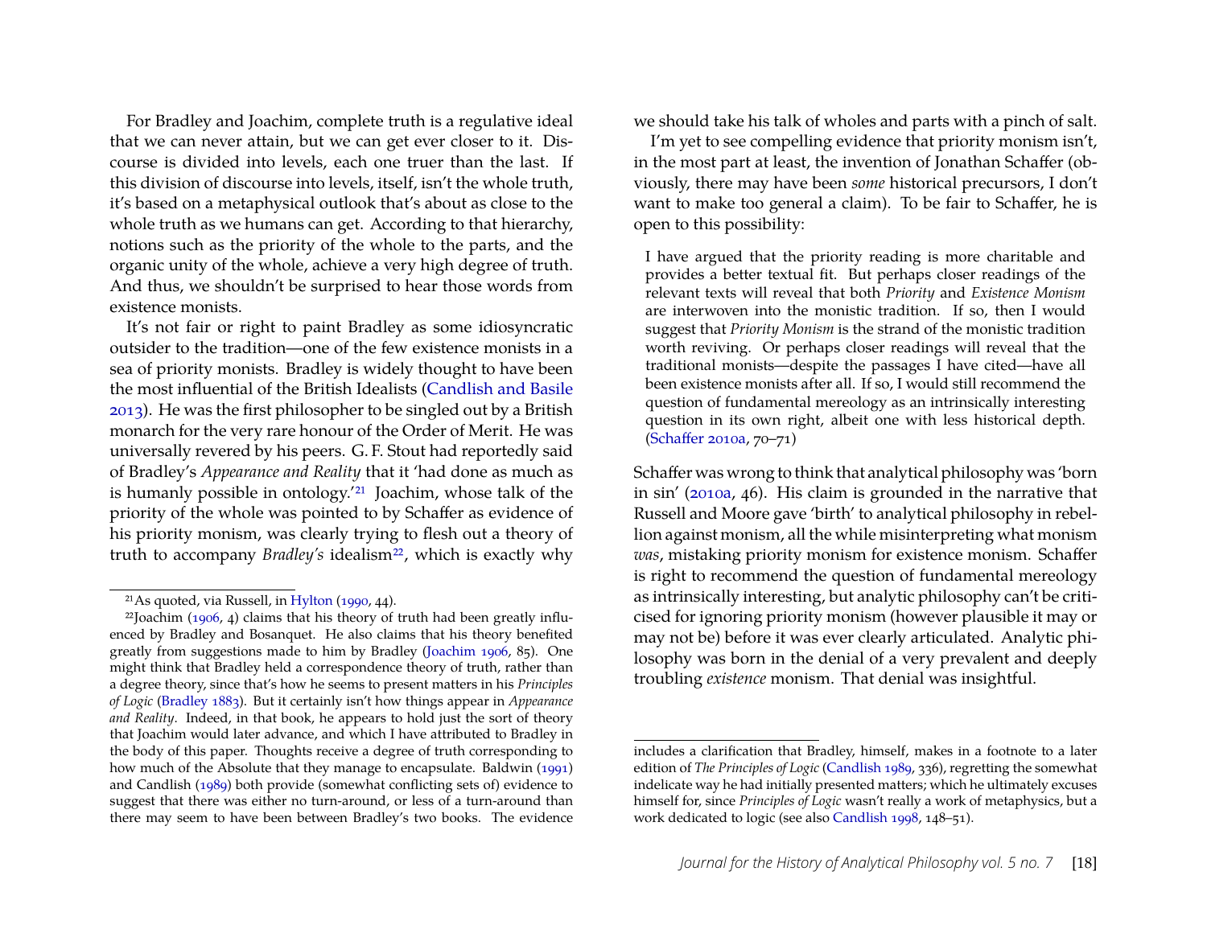For Bradley and Joachim, complete truth is a regulative ideal that we can never attain, but we can get ever closer to it. Discourse is divided into levels, each one truer than the last. If this division of discourse into levels, itself, isn't the whole truth, it's based on a metaphysical outlook that's about as close to the whole truth as we humans can get. According to that hierarchy, notions such as the priority of the whole to the parts, and the organic unity of the whole, achieve a very high degree of truth. And thus, we shouldn't be surprised to hear those words from existence monists.

It's not fair or right to paint Bradley as some idiosyncratic outsider to the tradition—one of the few existence monists in a sea of priority monists. Bradley is widely thought to have been the most influential of the British Idealists (Candlish and Basile 2013). He was the first philosopher to be singled out by a British monarch for the very rare honour of the Order of Merit. He was universally revered by his peers. G. F. Stout had reportedly said of Bradley's *Appearance and Reality* that it 'had done as much as is humanly possible in ontology.'[21] Joachim, whose talk of the priority of the whole was pointed to by Schaffer as evidence of his priority monism, was clearly trying to flesh out a theory of truth to accompany *Bradley's* idealism[22], which is exactly why we should take his talk of wholes and parts with a pinch of salt.

I'm yet to see compelling evidence that priority monism isn't, in the most part at least, the invention of Jonathan Schaffer (obviously, there may have been *some* historical precursors, I don't want to make too general a claim). To be fair to Schaffer, he is open to this possibility:

> I have argued that the priority reading is more charitable and provides a better textual fit. But perhaps closer readings of the relevant texts will reveal that both *Priority* and *Existence Monism* are interwoven into the monistic tradition. If so, then I would suggest that *Priority Monism* is the strand of the monistic tradition worth reviving. Or perhaps closer readings will reveal that the traditional monists—despite the passages I have cited—have all been existence monists after all. If so, I would still recommend the question of fundamental mereology as an intrinsically interesting question in its own right, albeit one with less historical depth. (Schaffer 2010a, 70–71)

Schaffer was wrong to think that analytical philosophy was 'born in sin' (2010a, 46). His claim is grounded in the narrative that Russell and Moore gave 'birth' to analytical philosophy in rebellion against monism, all the while misinterpreting what monism *was*, mistaking priority monism for existence monism. Schaffer is right to recommend the question of fundamental mereology as intrinsically interesting, but analytic philosophy can't be criticised for ignoring priority monism (however plausible it may or may not be) before it was ever clearly articulated. Analytic philosophy was born in the denial of a very prevalent and deeply troubling *existence* monism. That denial was insightful.

---

[21] As quoted, via Russell, in Hylton (1990, 44).

[22] Joachim (1906, 4) claims that his theory of truth had been greatly influenced by Bradley and Bosanquet. He also claims that his theory benefited greatly from suggestions made to him by Bradley (Joachim 1906, 85). One might think that Bradley held a correspondence theory of truth, rather than a degree theory, since that's how he seems to present matters in his *Principles of Logic* (Bradley 1883). But it certainly isn't how things appear in *Appearance and Reality*. Indeed, in that book, he appears to hold just the sort of theory that Joachim would later advance, and which I have attributed to Bradley in the body of this paper. Thoughts receive a degree of truth corresponding to how much of the Absolute that they manage to encapsulate. Baldwin (1991) and Candlish (1989) both provide (somewhat conflicting sets of) evidence to suggest that there was either no turn-around, or less of a turn-around than there may seem to have been between Bradley's two books. The evidence includes a clarification that Bradley, himself, makes in a footnote to a later edition of *The Principles of Logic* (Candlish 1989, 336), regretting the somewhat indelicate way he had initially presented matters; which he ultimately excuses himself for, since *Principles of Logic* wasn't really a work of metaphysics, but a work dedicated to logic (see also Candlish 1998, 148–51).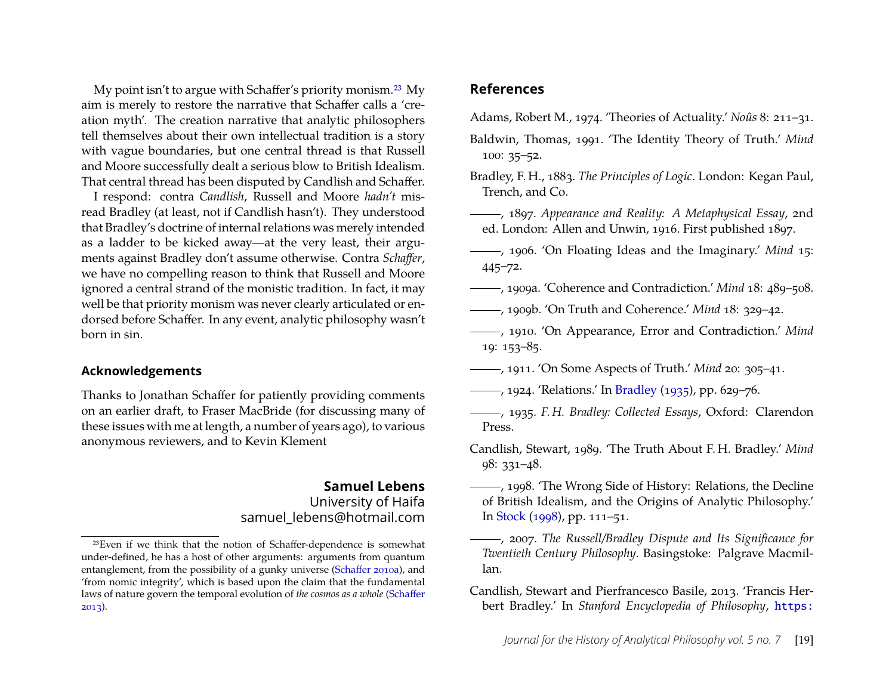My point isn't to argue with Schaffer's priority monism.[23] My aim is merely to restore the narrative that Schaffer calls a 'creation myth'. The creation narrative that analytic philosophers tell themselves about their own intellectual tradition is a story with vague boundaries, but one central thread is that Russell and Moore successfully dealt a serious blow to British Idealism. That central thread has been disputed by Candlish and Schaffer.

I respond: contra *Candlish*, Russell and Moore *hadn't* misread Bradley (at least, not if Candlish hasn't). They understood that Bradley's doctrine of internal relations was merely intended as a ladder to be kicked away—at the very least, their arguments against Bradley don't assume otherwise. Contra *Schaffer*, we have no compelling reason to think that Russell and Moore ignored a central strand of the monistic tradition. In fact, it may well be that priority monism was never clearly articulated or endorsed before Schaffer. In any event, analytic philosophy wasn't born in sin.

### Acknowledgements

Thanks to Jonathan Schaffer for patiently providing comments on an earlier draft, to Fraser MacBride (for discussing many of these issues with me at length, a number of years ago), to various anonymous reviewers, and to Kevin Klement

**Samuel Lebens**
University of Haifa
samuel_lebens@hotmail.com

[23] Even if we think that the notion of Schaffer-dependence is somewhat under-defined, he has a host of other arguments: arguments from quantum entanglement, from the possibility of a gunky universe (Schaffer 2010a), and 'from nomic integrity', which is based upon the claim that the fundamental laws of nature govern the temporal evolution of *the cosmos as a whole* (Schaffer 2013).

## References

Adams, Robert M., 1974. 'Theories of Actuality.' *Noûs* 8: 211–31.

Baldwin, Thomas, 1991. 'The Identity Theory of Truth.' *Mind* 100: 35–52.

Bradley, F. H., 1883. *The Principles of Logic*. London: Kegan Paul, Trench, and Co.

———, 1897. *Appearance and Reality: A Metaphysical Essay*, 2nd ed. London: Allen and Unwin, 1916. First published 1897.

———, 1906. 'On Floating Ideas and the Imaginary.' *Mind* 15: 445–72.

———, 1909a. 'Coherence and Contradiction.' *Mind* 18: 489–508.

———, 1909b. 'On Truth and Coherence.' *Mind* 18: 329–42.

———, 1910. 'On Appearance, Error and Contradiction.' *Mind* 19: 153–85.

———, 1911. 'On Some Aspects of Truth.' *Mind* 20: 305–41.

———, 1924. 'Relations.' In Bradley (1935), pp. 629–76.

———, 1935. *F. H. Bradley: Collected Essays*, Oxford: Clarendon Press.

Candlish, Stewart, 1989. 'The Truth About F. H. Bradley.' *Mind* 98: 331–48.

———, 1998. 'The Wrong Side of History: Relations, the Decline of British Idealism, and the Origins of Analytic Philosophy.' In Stock (1998), pp. 111–51.

———, 2007. *The Russell/Bradley Dispute and Its Significance for Twentieth Century Philosophy*. Basingstoke: Palgrave Macmillan.

Candlish, Stewart and Pierfrancesco Basile, 2013. 'Francis Herbert Bradley.' In *Stanford Encyclopedia of Philosophy*, https: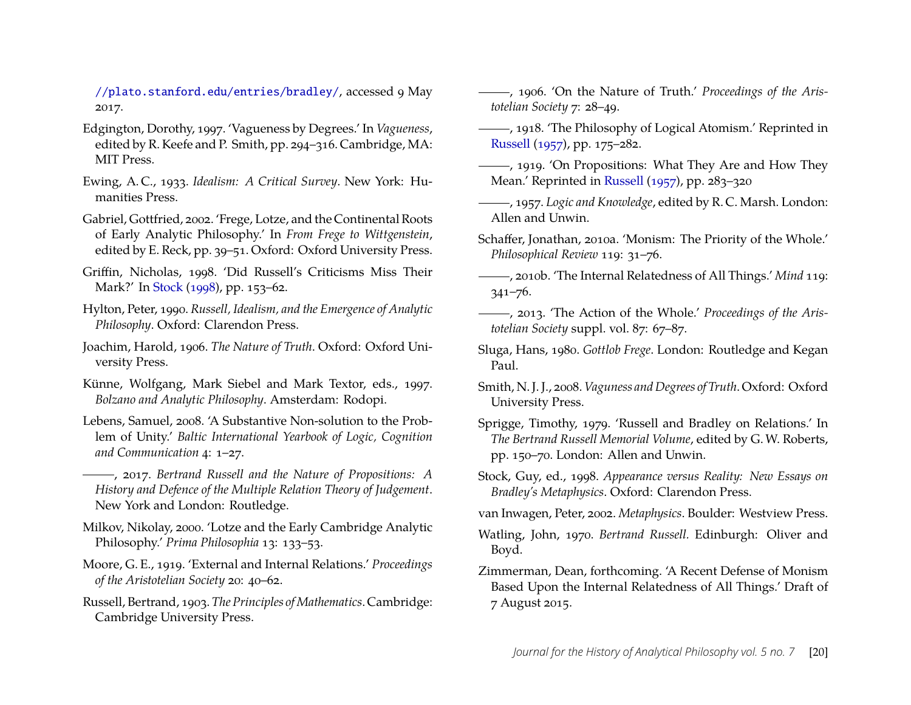//plato.stanford.edu/entries/bradley/, accessed 9 May 2017.

Edgington, Dorothy, 1997. 'Vagueness by Degrees.' In *Vagueness*, edited by R. Keefe and P. Smith, pp. 294–316. Cambridge, MA: MIT Press.

Ewing, A. C., 1933. *Idealism: A Critical Survey*. New York: Humanities Press.

Gabriel, Gottfried, 2002. 'Frege, Lotze, and the Continental Roots of Early Analytic Philosophy.' In *From Frege to Wittgenstein*, edited by E. Reck, pp. 39–51. Oxford: Oxford University Press.

Griffin, Nicholas, 1998. 'Did Russell's Criticisms Miss Their Mark?' In Stock (1998), pp. 153–62.

Hylton, Peter, 1990. *Russell, Idealism, and the Emergence of Analytic Philosophy*. Oxford: Clarendon Press.

Joachim, Harold, 1906. *The Nature of Truth*. Oxford: Oxford University Press.

Künne, Wolfgang, Mark Siebel and Mark Textor, eds., 1997. *Bolzano and Analytic Philosophy*. Amsterdam: Rodopi.

Lebens, Samuel, 2008. 'A Substantive Non-solution to the Problem of Unity.' *Baltic International Yearbook of Logic, Cognition and Communication* 4: 1–27.

———, 2017. *Bertrand Russell and the Nature of Propositions: A History and Defence of the Multiple Relation Theory of Judgement*. New York and London: Routledge.

Milkov, Nikolay, 2000. 'Lotze and the Early Cambridge Analytic Philosophy.' *Prima Philosophia* 13: 133–53.

Moore, G. E., 1919. 'External and Internal Relations.' *Proceedings of the Aristotelian Society* 20: 40–62.

Russell, Bertrand, 1903. *The Principles of Mathematics*. Cambridge: Cambridge University Press.

———, 1906. 'On the Nature of Truth.' *Proceedings of the Aristotelian Society* 7: 28–49.

———, 1918. 'The Philosophy of Logical Atomism.' Reprinted in Russell (1957), pp. 175–282.

———, 1919. 'On Propositions: What They Are and How They Mean.' Reprinted in Russell (1957), pp. 283–320

———, 1957. *Logic and Knowledge*, edited by R. C. Marsh. London: Allen and Unwin.

Schaffer, Jonathan, 2010a. 'Monism: The Priority of the Whole.' *Philosophical Review* 119: 31–76.

———, 2010b. 'The Internal Relatedness of All Things.' *Mind* 119: 341–76.

———, 2013. 'The Action of the Whole.' *Proceedings of the Aristotelian Society* suppl. vol. 87: 67–87.

Sluga, Hans, 1980. *Gottlob Frege*. London: Routledge and Kegan Paul.

Smith, N. J. J., 2008. *Vaguness and Degrees of Truth*. Oxford: Oxford University Press.

Sprigge, Timothy, 1979. 'Russell and Bradley on Relations.' In *The Bertrand Russell Memorial Volume*, edited by G. W. Roberts, pp. 150–70. London: Allen and Unwin.

Stock, Guy, ed., 1998. *Appearance versus Reality: New Essays on Bradley's Metaphysics*. Oxford: Clarendon Press.

van Inwagen, Peter, 2002. *Metaphysics*. Boulder: Westview Press.

Watling, John, 1970. *Bertrand Russell*. Edinburgh: Oliver and Boyd.

Zimmerman, Dean, forthcoming. 'A Recent Defense of Monism Based Upon the Internal Relatedness of All Things.' Draft of 7 August 2015.